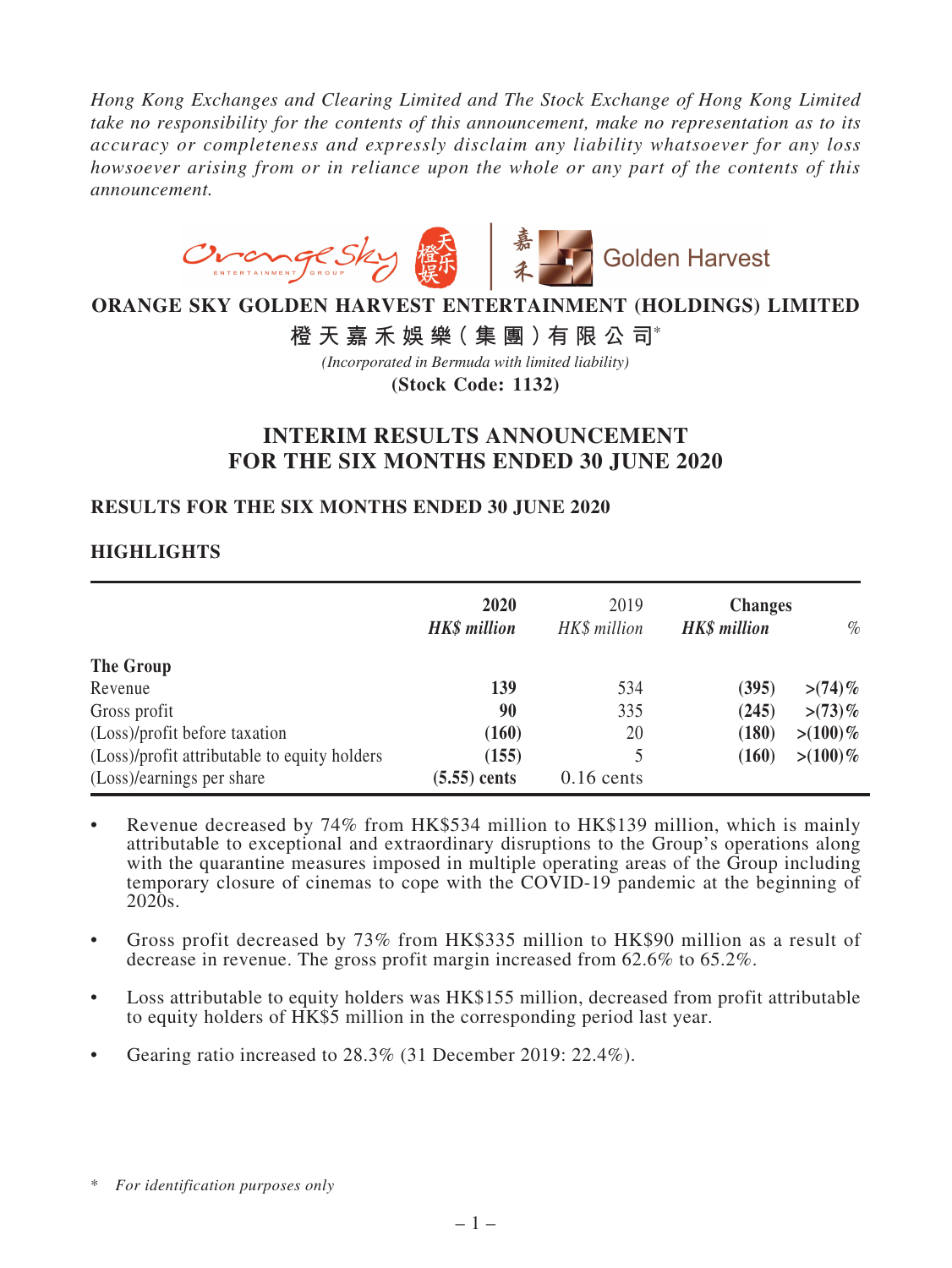*Hong Kong Exchanges and Clearing Limited and The Stock Exchange of Hong Kong Limited take no responsibility for the contents of this announcement, make no representation as to its accuracy or completeness and expressly disclaim any liability whatsoever for any loss howsoever arising from or in reliance upon the whole or any part of the contents of this announcement.*

# ORANGE SKY GOLDEN HARVEST ENTERTAINMENT (HOLDINGS) LIMITED

# 橙天嘉禾娛樂（集團）有限公司*

*(Incorporated in Bermuda with limited liability)*

**(Stock Code: 1132)**

## INTERIM RESULTS ANNOUNCEMENT FOR THE SIX MONTHS ENDED 30 JUNE 2020

### RESULTS FOR THE SIX MONTHS ENDED 30 JUNE 2020

### HIGHLIGHTS

| | **2020** | 2019 | **Changes** | |
|---|---|---|---|---|
| | ***HK$ million*** | *HK$ million* | ***HK$ million*** | *%* |
| **The Group** | | | | |
| Revenue | **139** | 534 | **(395)** | **>(74)%** |
| Gross profit | **90** | 335 | **(245)** | **>(73)%** |
| (Loss)/profit before taxation | **(160)** | 20 | **(180)** | **>(100)%** |
| (Loss)/profit attributable to equity holders | **(155)** | 5 | **(160)** | **>(100)%** |
| (Loss)/earnings per share | **(5.55) cents** | 0.16 cents | | |

- Revenue decreased by 74% from HK$534 million to HK$139 million, which is mainly attributable to exceptional and extraordinary disruptions to the Group's operations along with the quarantine measures imposed in multiple operating areas of the Group including temporary closure of cinemas to cope with the COVID-19 pandemic at the beginning of 2020s.
- Gross profit decreased by 73% from HK$335 million to HK$90 million as a result of decrease in revenue. The gross profit margin increased from 62.6% to 65.2%.
- Loss attributable to equity holders was HK$155 million, decreased from profit attributable to equity holders of HK$5 million in the corresponding period last year.
- Gearing ratio increased to 28.3% (31 December 2019: 22.4%).

\* *For identification purposes only*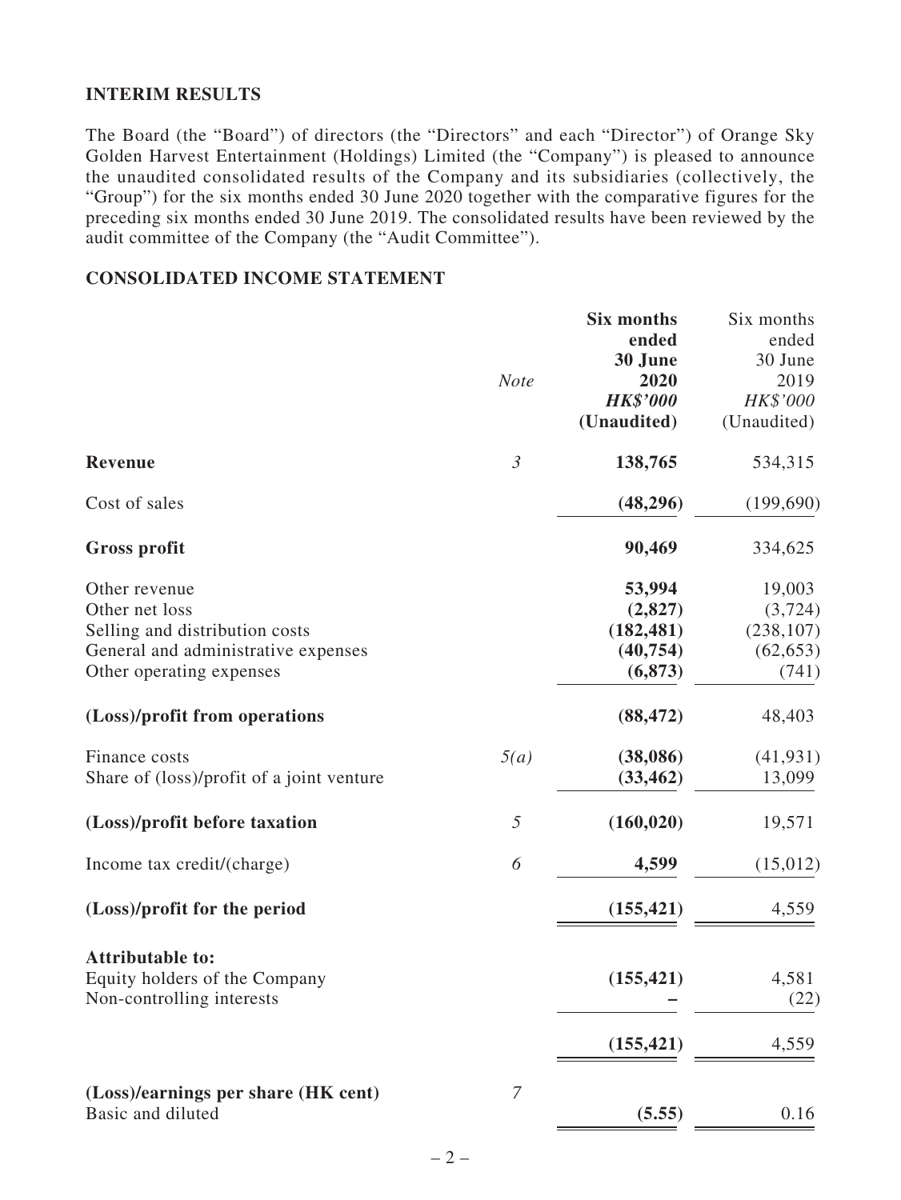## INTERIM RESULTS

The Board (the "Board") of directors (the "Directors" and each "Director") of Orange Sky Golden Harvest Entertainment (Holdings) Limited (the "Company") is pleased to announce the unaudited consolidated results of the Company and its subsidiaries (collectively, the "Group") for the six months ended 30 June 2020 together with the comparative figures for the preceding six months ended 30 June 2019. The consolidated results have been reviewed by the audit committee of the Company (the "Audit Committee").

## CONSOLIDATED INCOME STATEMENT

| | *Note* | **Six months ended 30 June 2020** ***HK$'000*** **(Unaudited)** | Six months ended 30 June 2019 *HK$'000* (Unaudited) |
|---|---|---|---|
| **Revenue** | *3* | **138,765** | 534,315 |
| Cost of sales | | **(48,296)** | (199,690) |
| **Gross profit** | | **90,469** | 334,625 |
| Other revenue | | **53,994** | 19,003 |
| Other net loss | | **(2,827)** | (3,724) |
| Selling and distribution costs | | **(182,481)** | (238,107) |
| General and administrative expenses | | **(40,754)** | (62,653) |
| Other operating expenses | | **(6,873)** | (741) |
| **(Loss)/profit from operations** | | **(88,472)** | 48,403 |
| Finance costs | *5(a)* | **(38,086)** | (41,931) |
| Share of (loss)/profit of a joint venture | | **(33,462)** | 13,099 |
| **(Loss)/profit before taxation** | *5* | **(160,020)** | 19,571 |
| Income tax credit/(charge) | *6* | **4,599** | (15,012) |
| **(Loss)/profit for the period** | | **(155,421)** | 4,559 |
| **Attributable to:** | | | |
| Equity holders of the Company | | **(155,421)** | 4,581 |
| Non-controlling interests | | **–** | (22) |
| | | **(155,421)** | 4,559 |
| **(Loss)/earnings per share (HK cent)** | *7* | | |
| Basic and diluted | | **(5.55)** | 0.16 |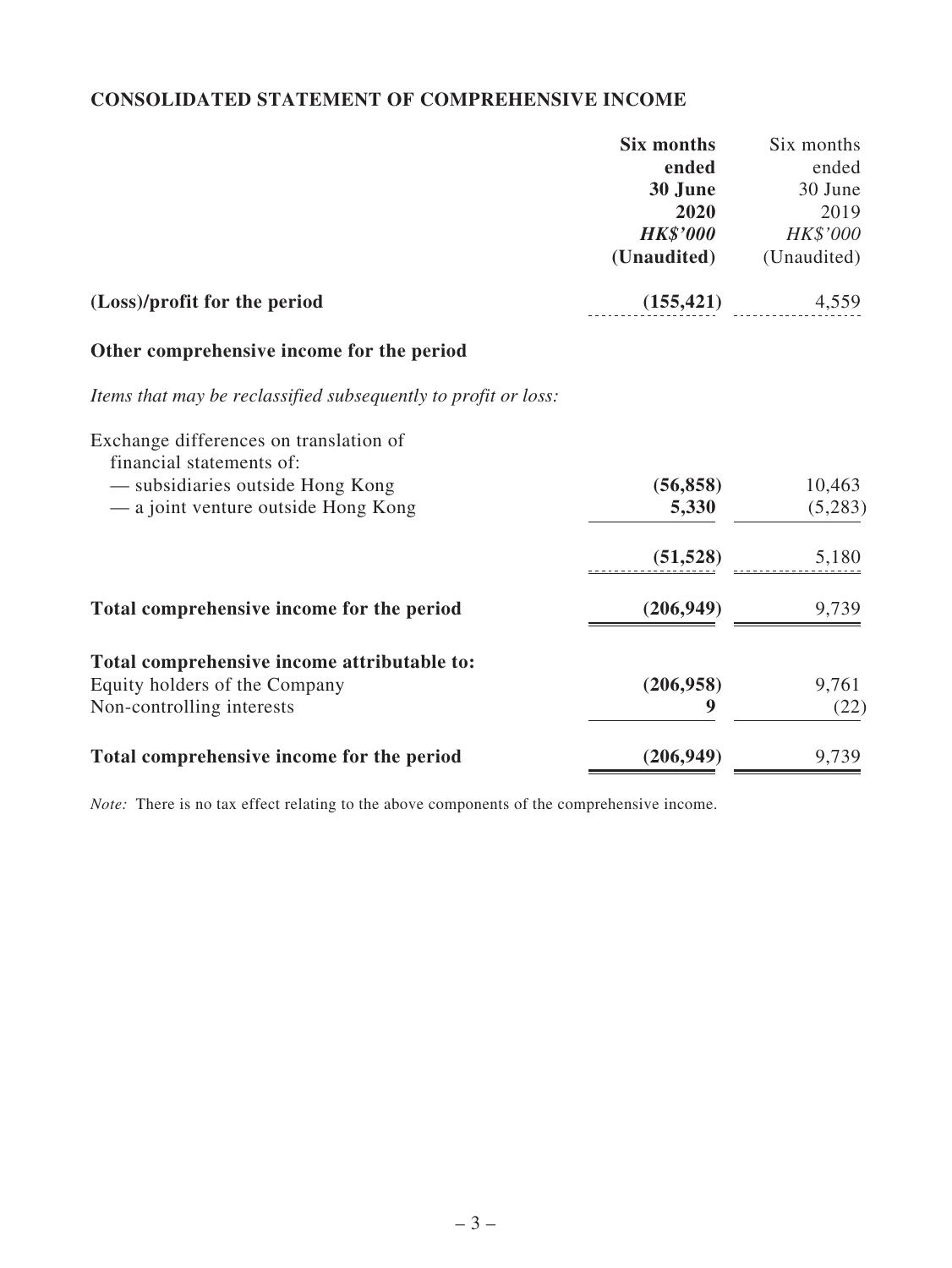## CONSOLIDATED STATEMENT OF COMPREHENSIVE INCOME

| | **Six months ended 30 June 2020** | Six months ended 30 June 2019 |
|---|---|---|
| | ***HK$'000*** | *HK$'000* |
| | **(Unaudited)** | (Unaudited) |
| **(Loss)/profit for the period** | **(155,421)** | 4,559 |
| **Other comprehensive income for the period** | | |
| *Items that may be reclassified subsequently to profit or loss:* | | |
| Exchange differences on translation of financial statements of: | | |
| — subsidiaries outside Hong Kong | **(56,858)** | 10,463 |
| — a joint venture outside Hong Kong | **5,330** | (5,283) |
| | **(51,528)** | 5,180 |
| **Total comprehensive income for the period** | **(206,949)** | 9,739 |
| **Total comprehensive income attributable to:** | | |
| Equity holders of the Company | **(206,958)** | 9,761 |
| Non-controlling interests | **9** | (22) |
| **Total comprehensive income for the period** | **(206,949)** | 9,739 |

*Note:* There is no tax effect relating to the above components of the comprehensive income.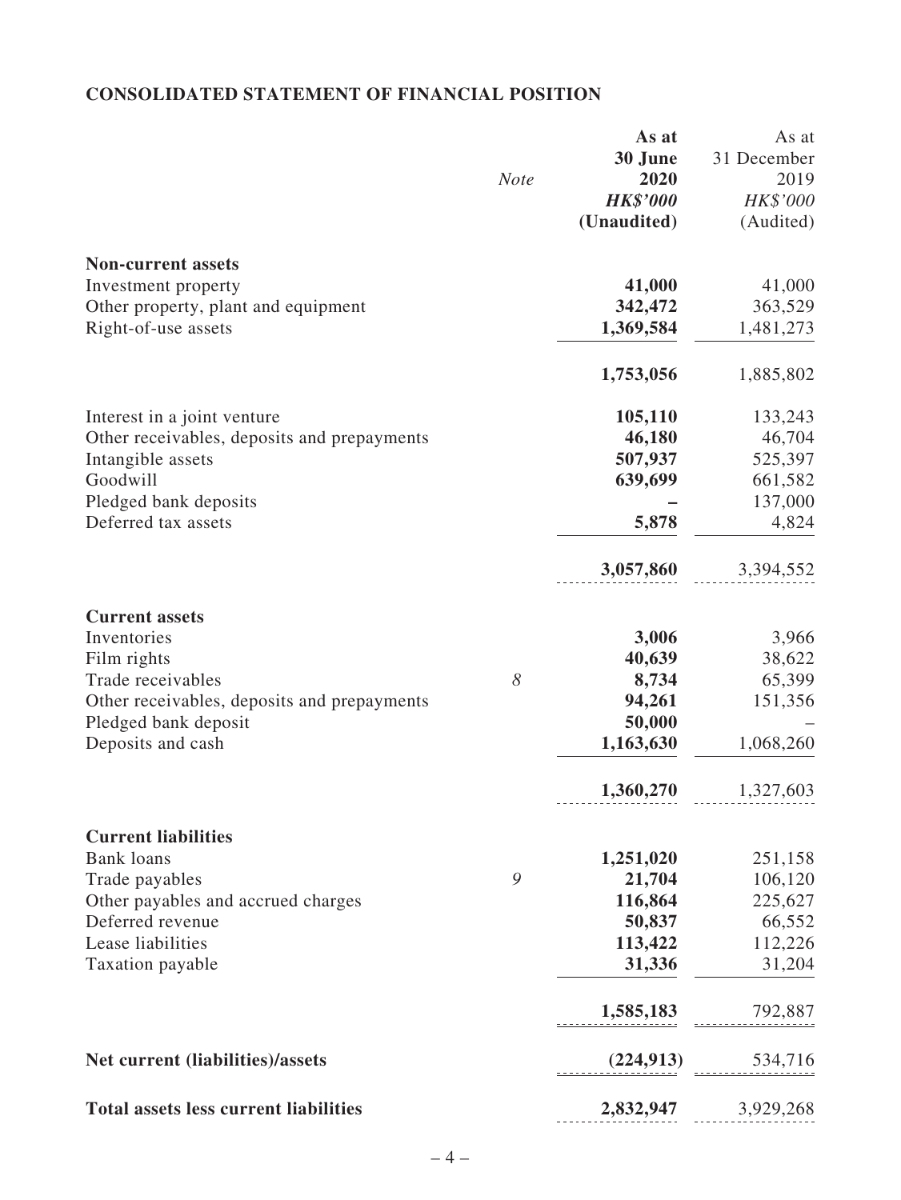## CONSOLIDATED STATEMENT OF FINANCIAL POSITION

| | Note | As at 30 June 2020 HK$'000 (Unaudited) | As at 31 December 2019 HK$'000 (Audited) |
|---|---|---|---|
| **Non-current assets** | | | |
| Investment property | | **41,000** | 41,000 |
| Other property, plant and equipment | | **342,472** | 363,529 |
| Right-of-use assets | | **1,369,584** | 1,481,273 |
| | | **1,753,056** | 1,885,802 |
| Interest in a joint venture | | **105,110** | 133,243 |
| Other receivables, deposits and prepayments | | **46,180** | 46,704 |
| Intangible assets | | **507,937** | 525,397 |
| Goodwill | | **639,699** | 661,582 |
| Pledged bank deposits | | **–** | 137,000 |
| Deferred tax assets | | **5,878** | 4,824 |
| | | **3,057,860** | 3,394,552 |
| **Current assets** | | | |
| Inventories | | **3,006** | 3,966 |
| Film rights | | **40,639** | 38,622 |
| Trade receivables | *8* | **8,734** | 65,399 |
| Other receivables, deposits and prepayments | | **94,261** | 151,356 |
| Pledged bank deposit | | **50,000** | – |
| Deposits and cash | | **1,163,630** | 1,068,260 |
| | | **1,360,270** | 1,327,603 |
| **Current liabilities** | | | |
| Bank loans | | **1,251,020** | 251,158 |
| Trade payables | *9* | **21,704** | 106,120 |
| Other payables and accrued charges | | **116,864** | 225,627 |
| Deferred revenue | | **50,837** | 66,552 |
| Lease liabilities | | **113,422** | 112,226 |
| Taxation payable | | **31,336** | 31,204 |
| | | **1,585,183** | 792,887 |
| **Net current (liabilities)/assets** | | **(224,913)** | 534,716 |
| **Total assets less current liabilities** | | **2,832,947** | 3,929,268 |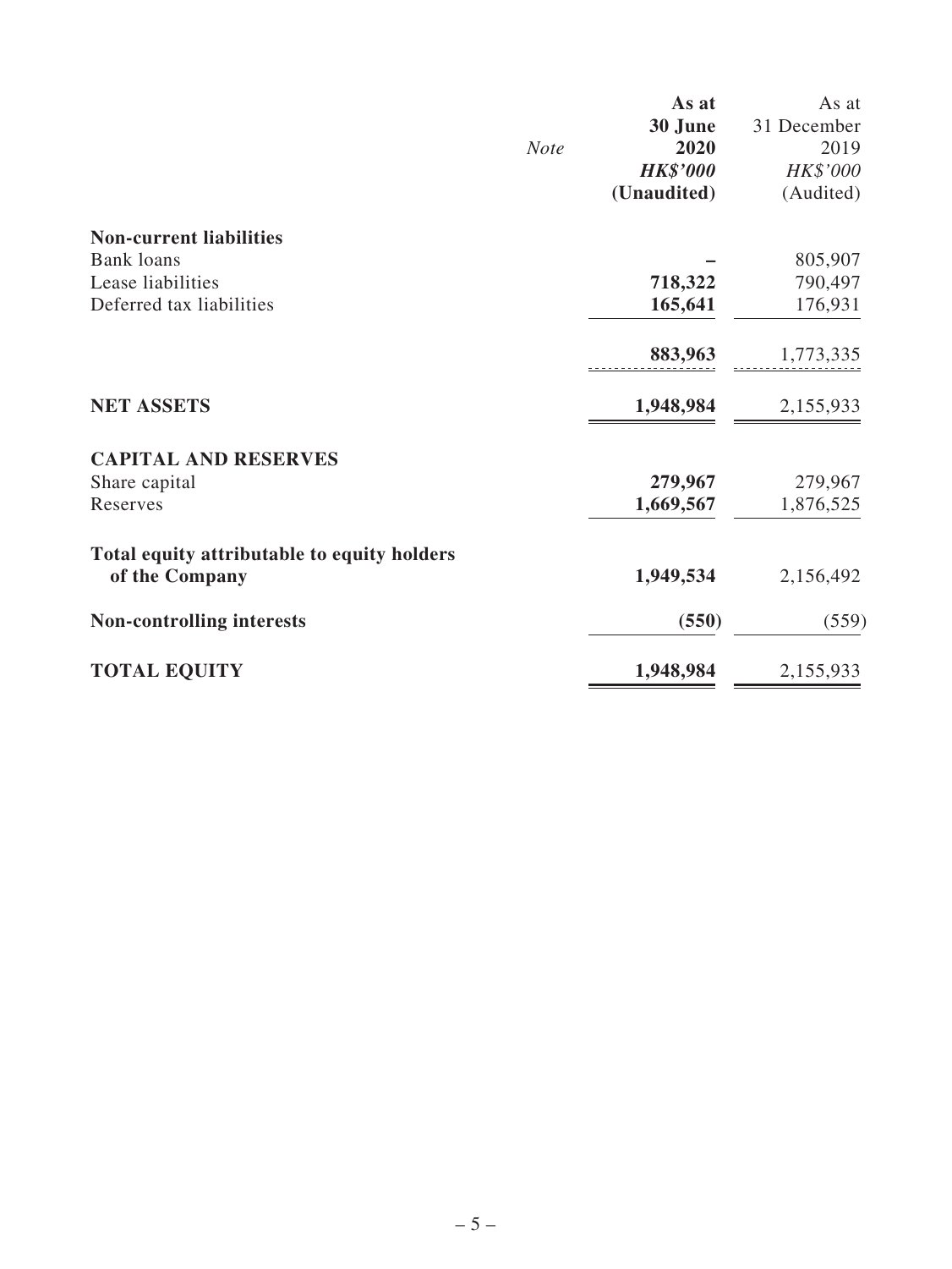| | Note | As at 30 June 2020 HK$'000 (Unaudited) | As at 31 December 2019 HK$'000 (Audited) |
|---|---|---|---|
| **Non-current liabilities** | | | |
| Bank loans | | **–** | 805,907 |
| Lease liabilities | | **718,322** | 790,497 |
| Deferred tax liabilities | | **165,641** | 176,931 |
| | | **883,963** | 1,773,335 |
| **NET ASSETS** | | **1,948,984** | 2,155,933 |
| **CAPITAL AND RESERVES** | | | |
| Share capital | | **279,967** | 279,967 |
| Reserves | | **1,669,567** | 1,876,525 |
| **Total equity attributable to equity holders of the Company** | | **1,949,534** | 2,156,492 |
| **Non-controlling interests** | | **(550)** | (559) |
| **TOTAL EQUITY** | | **1,948,984** | 2,155,933 |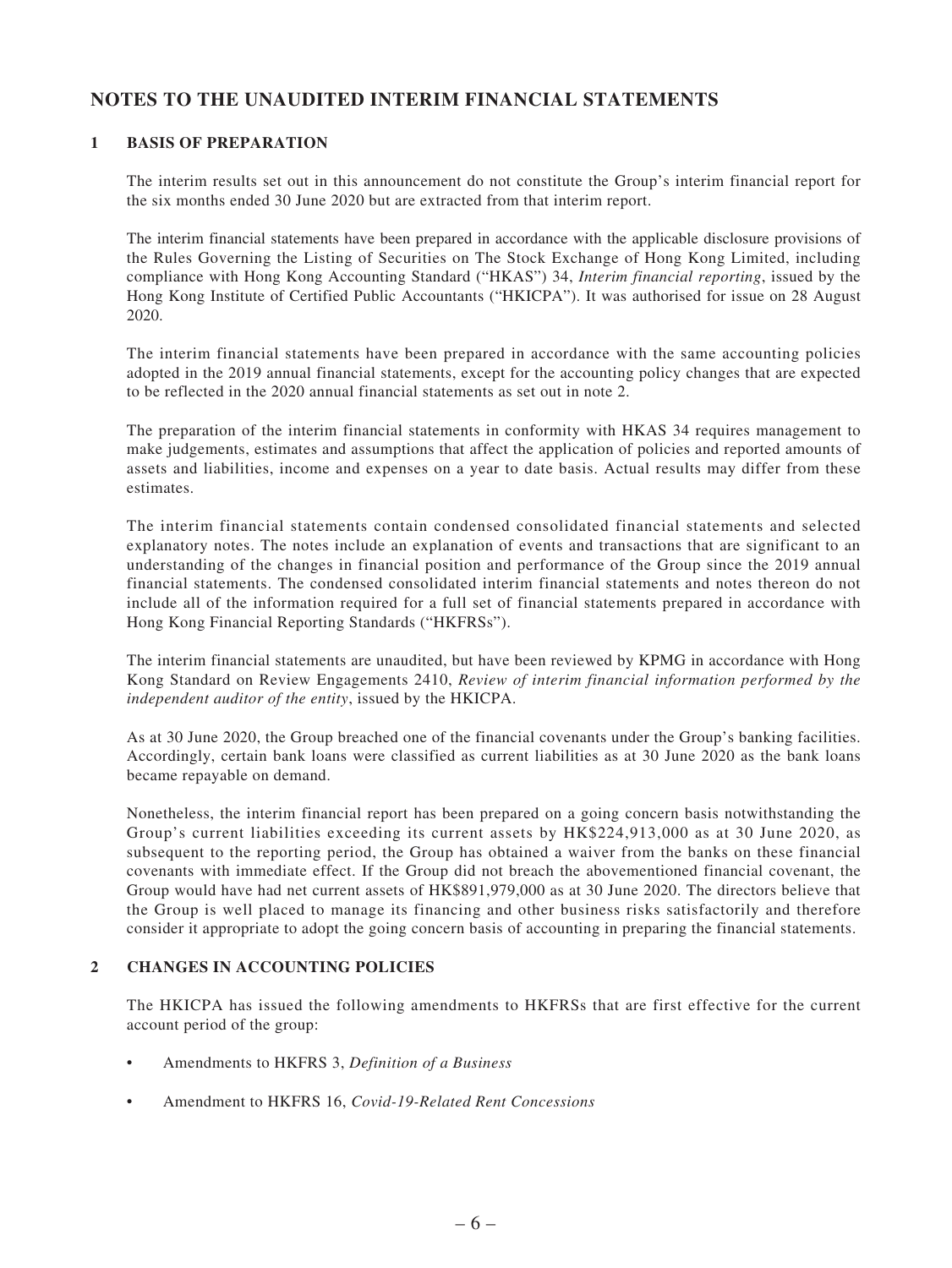# NOTES TO THE UNAUDITED INTERIM FINANCIAL STATEMENTS

## 1 BASIS OF PREPARATION

The interim results set out in this announcement do not constitute the Group's interim financial report for the six months ended 30 June 2020 but are extracted from that interim report.

The interim financial statements have been prepared in accordance with the applicable disclosure provisions of the Rules Governing the Listing of Securities on The Stock Exchange of Hong Kong Limited, including compliance with Hong Kong Accounting Standard ("HKAS") 34, *Interim financial reporting*, issued by the Hong Kong Institute of Certified Public Accountants ("HKICPA"). It was authorised for issue on 28 August 2020.

The interim financial statements have been prepared in accordance with the same accounting policies adopted in the 2019 annual financial statements, except for the accounting policy changes that are expected to be reflected in the 2020 annual financial statements as set out in note 2.

The preparation of the interim financial statements in conformity with HKAS 34 requires management to make judgements, estimates and assumptions that affect the application of policies and reported amounts of assets and liabilities, income and expenses on a year to date basis. Actual results may differ from these estimates.

The interim financial statements contain condensed consolidated financial statements and selected explanatory notes. The notes include an explanation of events and transactions that are significant to an understanding of the changes in financial position and performance of the Group since the 2019 annual financial statements. The condensed consolidated interim financial statements and notes thereon do not include all of the information required for a full set of financial statements prepared in accordance with Hong Kong Financial Reporting Standards ("HKFRSs").

The interim financial statements are unaudited, but have been reviewed by KPMG in accordance with Hong Kong Standard on Review Engagements 2410, *Review of interim financial information performed by the independent auditor of the entity*, issued by the HKICPA.

As at 30 June 2020, the Group breached one of the financial covenants under the Group's banking facilities. Accordingly, certain bank loans were classified as current liabilities as at 30 June 2020 as the bank loans became repayable on demand.

Nonetheless, the interim financial report has been prepared on a going concern basis notwithstanding the Group's current liabilities exceeding its current assets by HK$224,913,000 as at 30 June 2020, as subsequent to the reporting period, the Group has obtained a waiver from the banks on these financial covenants with immediate effect. If the Group did not breach the abovementioned financial covenant, the Group would have had net current assets of HK$891,979,000 as at 30 June 2020. The directors believe that the Group is well placed to manage its financing and other business risks satisfactorily and therefore consider it appropriate to adopt the going concern basis of accounting in preparing the financial statements.

## 2 CHANGES IN ACCOUNTING POLICIES

The HKICPA has issued the following amendments to HKFRSs that are first effective for the current account period of the group:

- Amendments to HKFRS 3, *Definition of a Business*
- Amendment to HKFRS 16, *Covid-19-Related Rent Concessions*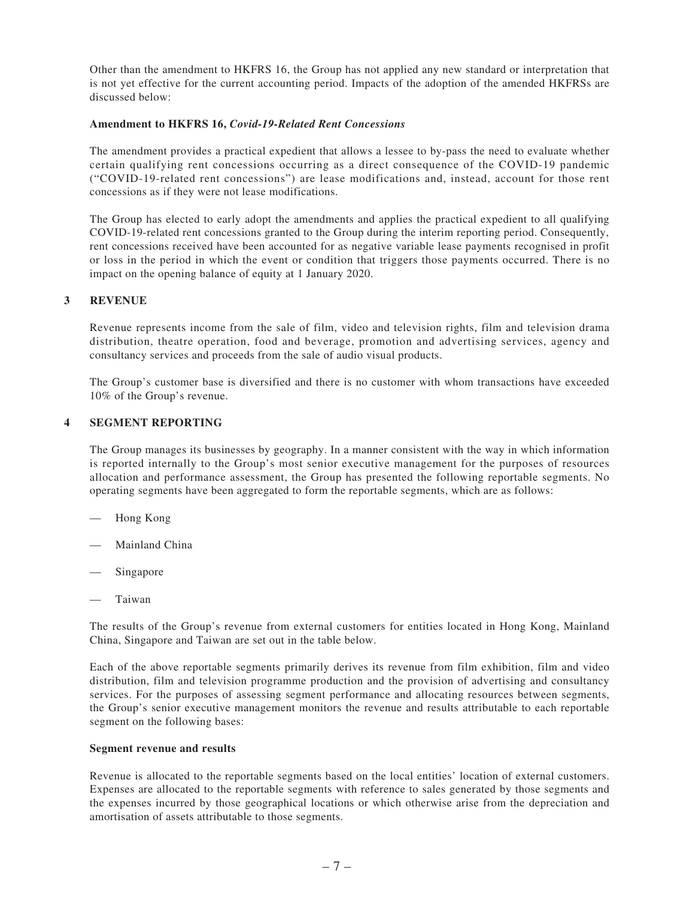Other than the amendment to HKFRS 16, the Group has not applied any new standard or interpretation that is not yet effective for the current accounting period. Impacts of the adoption of the amended HKFRSs are discussed below:

**Amendment to HKFRS 16, *Covid-19-Related Rent Concessions***

The amendment provides a practical expedient that allows a lessee to by-pass the need to evaluate whether certain qualifying rent concessions occurring as a direct consequence of the COVID-19 pandemic ("COVID-19-related rent concessions") are lease modifications and, instead, account for those rent concessions as if they were not lease modifications.

The Group has elected to early adopt the amendments and applies the practical expedient to all qualifying COVID-19-related rent concessions granted to the Group during the interim reporting period. Consequently, rent concessions received have been accounted for as negative variable lease payments recognised in profit or loss in the period in which the event or condition that triggers those payments occurred. There is no impact on the opening balance of equity at 1 January 2020.

## 3 REVENUE

Revenue represents income from the sale of film, video and television rights, film and television drama distribution, theatre operation, food and beverage, promotion and advertising services, agency and consultancy services and proceeds from the sale of audio visual products.

The Group's customer base is diversified and there is no customer with whom transactions have exceeded 10% of the Group's revenue.

## 4 SEGMENT REPORTING

The Group manages its businesses by geography. In a manner consistent with the way in which information is reported internally to the Group's most senior executive management for the purposes of resources allocation and performance assessment, the Group has presented the following reportable segments. No operating segments have been aggregated to form the reportable segments, which are as follows:

- Hong Kong
- Mainland China
- Singapore
- Taiwan

The results of the Group's revenue from external customers for entities located in Hong Kong, Mainland China, Singapore and Taiwan are set out in the table below.

Each of the above reportable segments primarily derives its revenue from film exhibition, film and video distribution, film and television programme production and the provision of advertising and consultancy services. For the purposes of assessing segment performance and allocating resources between segments, the Group's senior executive management monitors the revenue and results attributable to each reportable segment on the following bases:

**Segment revenue and results**

Revenue is allocated to the reportable segments based on the local entities' location of external customers. Expenses are allocated to the reportable segments with reference to sales generated by those segments and the expenses incurred by those geographical locations or which otherwise arise from the depreciation and amortisation of assets attributable to those segments.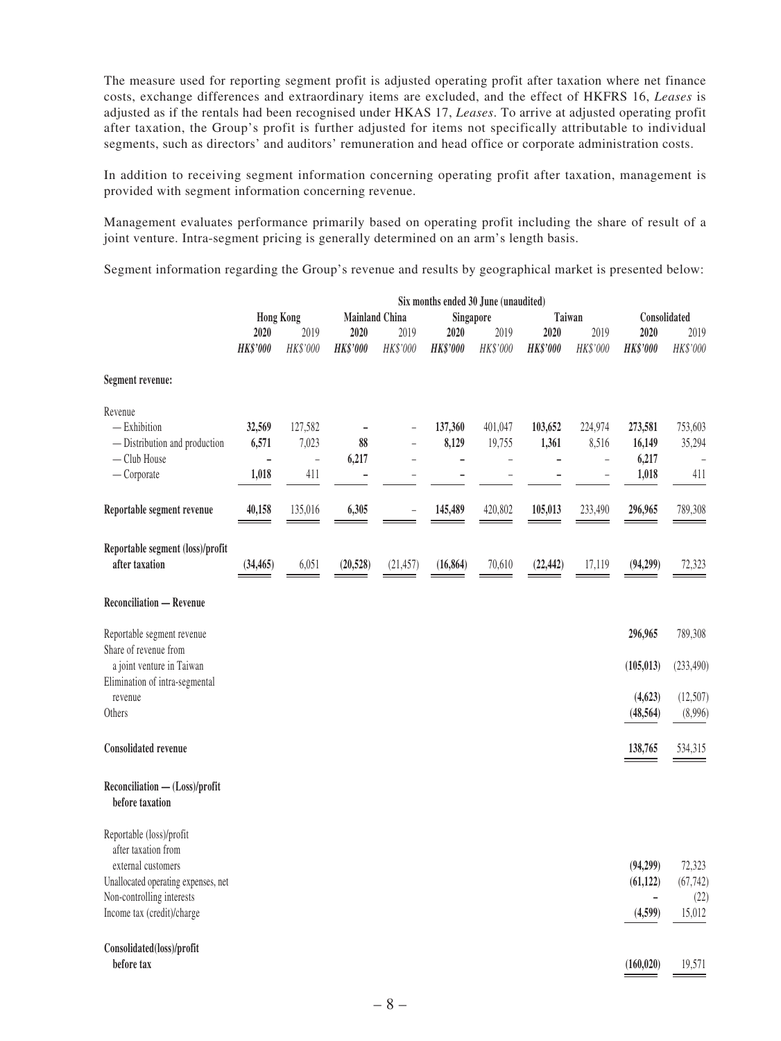The measure used for reporting segment profit is adjusted operating profit after taxation where net finance costs, exchange differences and extraordinary items are excluded, and the effect of HKFRS 16, *Leases* is adjusted as if the rentals had been recognised under HKAS 17, *Leases*. To arrive at adjusted operating profit after taxation, the Group's profit is further adjusted for items not specifically attributable to individual segments, such as directors' and auditors' remuneration and head office or corporate administration costs.

In addition to receiving segment information concerning operating profit after taxation, management is provided with segment information concerning revenue.

Management evaluates performance primarily based on operating profit including the share of result of a joint venture. Intra-segment pricing is generally determined on an arm's length basis.

Segment information regarding the Group's revenue and results by geographical market is presented below:

| | Six months ended 30 June (unaudited) | | | | | | | | | |
|---|---|---|---|---|---|---|---|---|---|---|
| | Hong Kong | | Mainland China | | Singapore | | Taiwan | | Consolidated | |
| | **2020** | 2019 | **2020** | 2019 | **2020** | 2019 | **2020** | 2019 | **2020** | 2019 |
| | ***HK$'000*** | *HK$'000* | ***HK$'000*** | *HK$'000* | ***HK$'000*** | *HK$'000* | ***HK$'000*** | *HK$'000* | ***HK$'000*** | *HK$'000* |
| **Segment revenue:** | | | | | | | | | | |
| Revenue | | | | | | | | | | |
| — Exhibition | **32,569** | 127,582 | **–** | – | **137,360** | 401,047 | **103,652** | 224,974 | **273,581** | 753,603 |
| — Distribution and production | **6,571** | 7,023 | **88** | – | **8,129** | 19,755 | **1,361** | 8,516 | **16,149** | 35,294 |
| — Club House | **–** | – | **6,217** | – | **–** | – | **–** | – | **6,217** | – |
| — Corporate | **1,018** | 411 | **–** | – | **–** | – | **–** | – | **1,018** | 411 |
| **Reportable segment revenue** | **40,158** | 135,016 | **6,305** | – | **145,489** | 420,802 | **105,013** | 233,490 | **296,965** | 789,308 |
| **Reportable segment (loss)/profit after taxation** | **(34,465)** | 6,051 | **(20,528)** | (21,457) | **(16,864)** | 70,610 | **(22,442)** | 17,119 | **(94,299)** | 72,323 |
| **Reconciliation — Revenue** | | | | | | | | | | |
| Reportable segment revenue | | | | | | | | | **296,965** | 789,308 |
| Share of revenue from a joint venture in Taiwan | | | | | | | | | **(105,013)** | (233,490) |
| Elimination of intra-segmental revenue | | | | | | | | | **(4,623)** | (12,507) |
| Others | | | | | | | | | **(48,564)** | (8,996) |
| **Consolidated revenue** | | | | | | | | | **138,765** | 534,315 |
| **Reconciliation — (Loss)/profit before taxation** | | | | | | | | | | |
| Reportable (loss)/profit after taxation from external customers | | | | | | | | | **(94,299)** | 72,323 |
| Unallocated operating expenses, net | | | | | | | | | **(61,122)** | (67,742) |
| Non-controlling interests | | | | | | | | | **–** | (22) |
| Income tax (credit)/charge | | | | | | | | | **(4,599)** | 15,012 |
| **Consolidated(loss)/profit before tax** | | | | | | | | | **(160,020)** | 19,571 |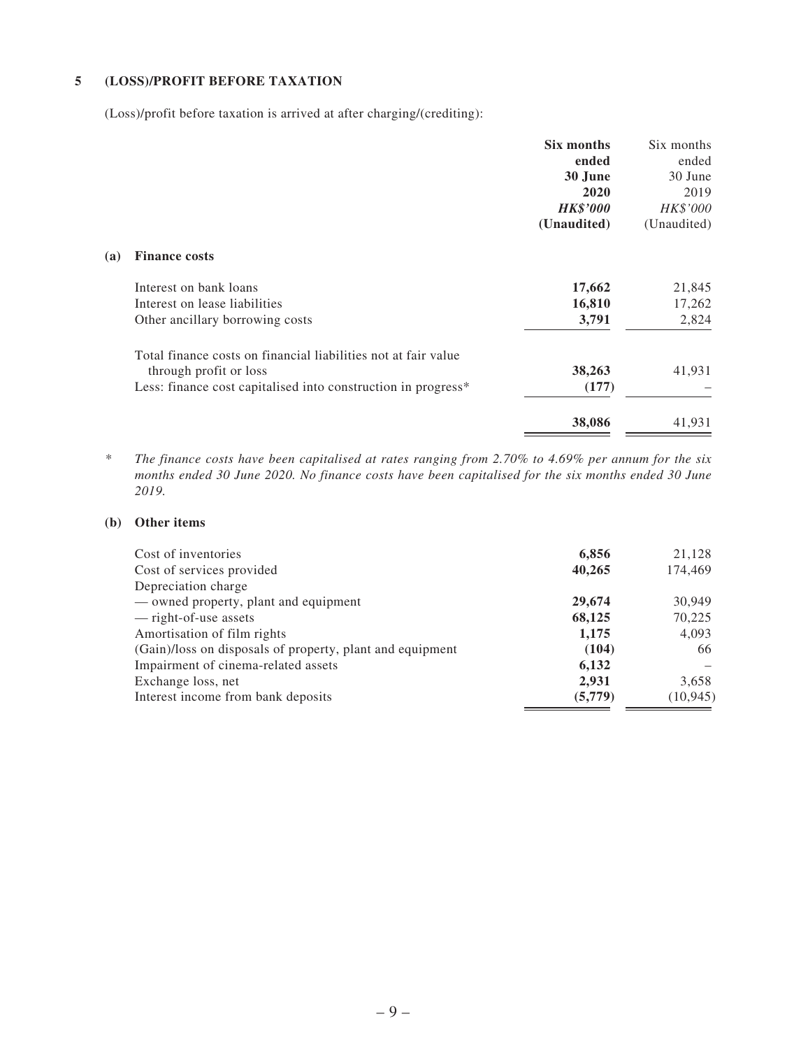## 5 (LOSS)/PROFIT BEFORE TAXATION

(Loss)/profit before taxation is arrived at after charging/(crediting):

| | **Six months ended 30 June 2020** | Six months ended 30 June 2019 |
|---|---|---|
| | ***HK$'000*** | *HK$'000* |
| | **(Unaudited)** | (Unaudited) |
| **(a) Finance costs** | | |
| Interest on bank loans | **17,662** | 21,845 |
| Interest on lease liabilities | **16,810** | 17,262 |
| Other ancillary borrowing costs | **3,791** | 2,824 |
| Total finance costs on financial liabilities not at fair value through profit or loss | **38,263** | 41,931 |
| Less: finance cost capitalised into construction in progress* | **(177)** | – |
| | **38,086** | 41,931 |

\* *The finance costs have been capitalised at rates ranging from 2.70% to 4.69% per annum for the six months ended 30 June 2020. No finance costs have been capitalised for the six months ended 30 June 2019.*

| | **Six months ended 30 June 2020** | Six months ended 30 June 2019 |
|---|---|---|
| | ***HK$'000*** | *HK$'000* |
| | **(Unaudited)** | (Unaudited) |
| **(b) Other items** | | |
| Cost of inventories | **6,856** | 21,128 |
| Cost of services provided | **40,265** | 174,469 |
| Depreciation charge | | |
| — owned property, plant and equipment | **29,674** | 30,949 |
| — right-of-use assets | **68,125** | 70,225 |
| Amortisation of film rights | **1,175** | 4,093 |
| (Gain)/loss on disposals of property, plant and equipment | **(104)** | 66 |
| Impairment of cinema-related assets | **6,132** | – |
| Exchange loss, net | **2,931** | 3,658 |
| Interest income from bank deposits | **(5,779)** | (10,945) |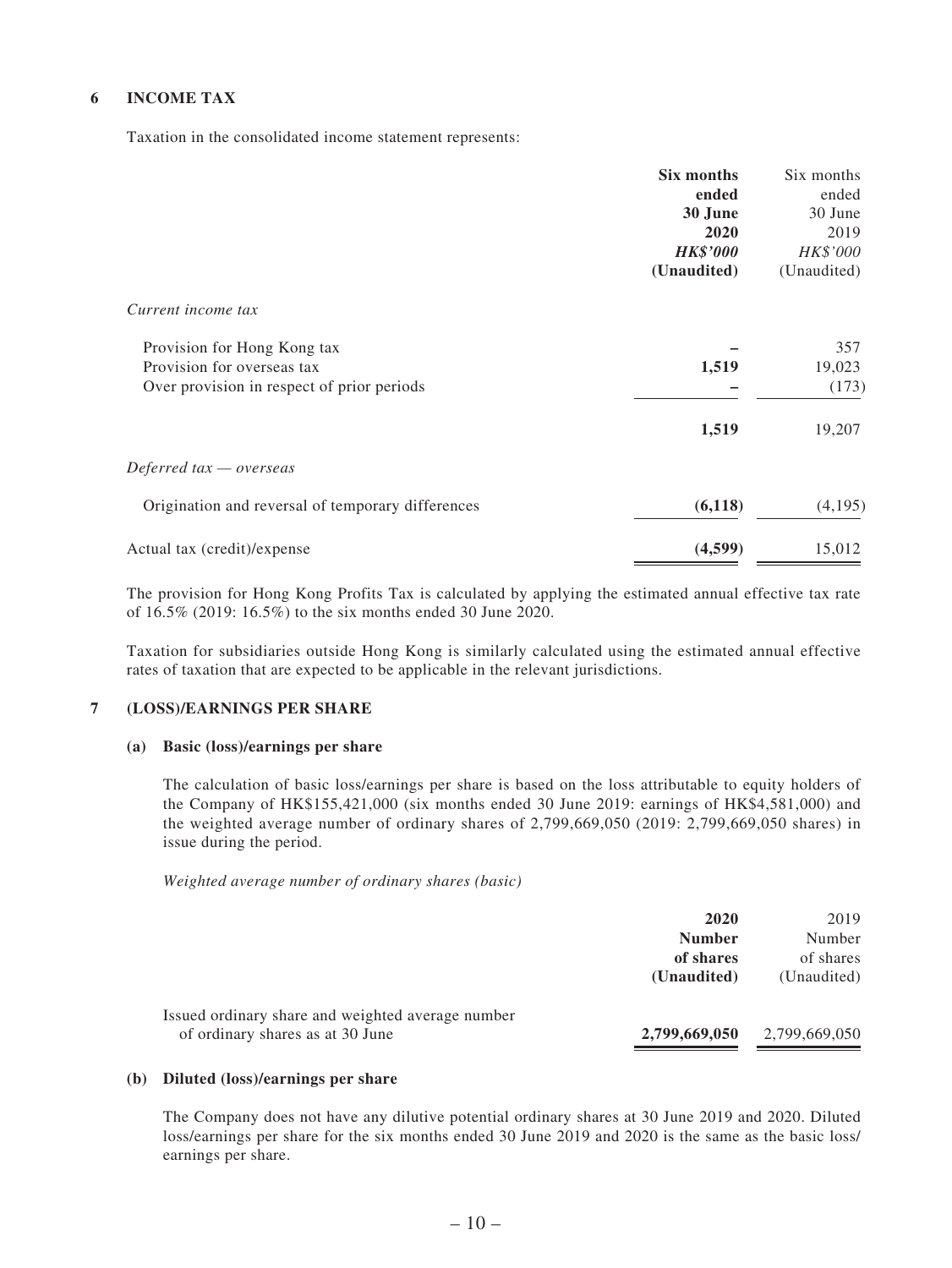## 6 INCOME TAX

Taxation in the consolidated income statement represents:

| | Six months ended 30 June 2020 HK$'000 (Unaudited) | Six months ended 30 June 2019 HK$'000 (Unaudited) |
|---|---|---|
| *Current income tax* | | |
| Provision for Hong Kong tax | – | 357 |
| Provision for overseas tax | 1,519 | 19,023 |
| Over provision in respect of prior periods | – | (173) |
| | 1,519 | 19,207 |
| *Deferred tax — overseas* | | |
| Origination and reversal of temporary differences | (6,118) | (4,195) |
| Actual tax (credit)/expense | (4,599) | 15,012 |

The provision for Hong Kong Profits Tax is calculated by applying the estimated annual effective tax rate of 16.5% (2019: 16.5%) to the six months ended 30 June 2020.

Taxation for subsidiaries outside Hong Kong is similarly calculated using the estimated annual effective rates of taxation that are expected to be applicable in the relevant jurisdictions.

## 7 (LOSS)/EARNINGS PER SHARE

### (a) Basic (loss)/earnings per share

The calculation of basic loss/earnings per share is based on the loss attributable to equity holders of the Company of HK$155,421,000 (six months ended 30 June 2019: earnings of HK$4,581,000) and the weighted average number of ordinary shares of 2,799,669,050 (2019: 2,799,669,050 shares) in issue during the period.

*Weighted average number of ordinary shares (basic)*

| | 2020 Number of shares (Unaudited) | 2019 Number of shares (Unaudited) |
|---|---|---|
| Issued ordinary share and weighted average number of ordinary shares as at 30 June | 2,799,669,050 | 2,799,669,050 |

### (b) Diluted (loss)/earnings per share

The Company does not have any dilutive potential ordinary shares at 30 June 2019 and 2020. Diluted loss/earnings per share for the six months ended 30 June 2019 and 2020 is the same as the basic loss/ earnings per share.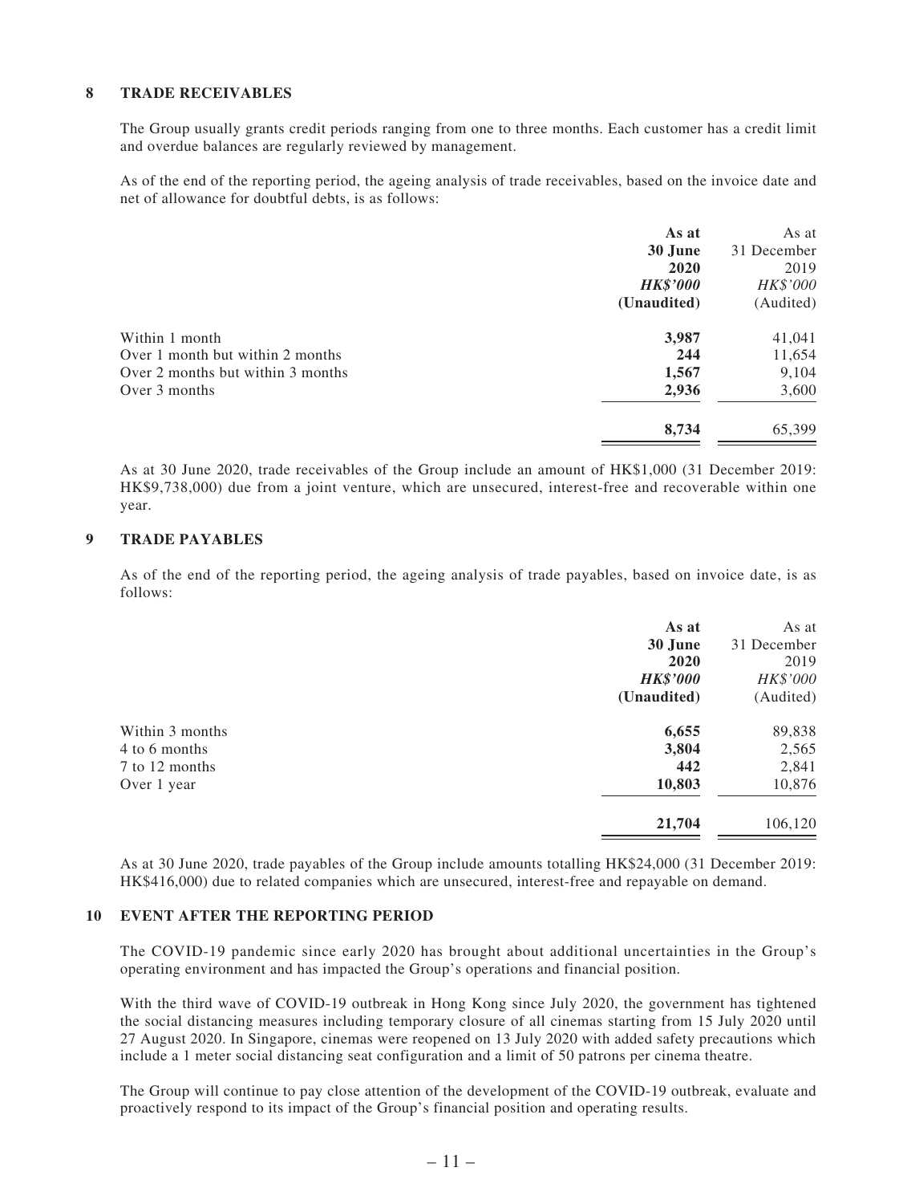## 8 TRADE RECEIVABLES

The Group usually grants credit periods ranging from one to three months. Each customer has a credit limit and overdue balances are regularly reviewed by management.

As of the end of the reporting period, the ageing analysis of trade receivables, based on the invoice date and net of allowance for doubtful debts, is as follows:

| | **As at 30 June 2020** | As at 31 December 2019 |
|---|---|---|
| | ***HK$'000*** | *HK$'000* |
| | **(Unaudited)** | (Audited) |
| Within 1 month | **3,987** | 41,041 |
| Over 1 month but within 2 months | **244** | 11,654 |
| Over 2 months but within 3 months | **1,567** | 9,104 |
| Over 3 months | **2,936** | 3,600 |
| | **8,734** | 65,399 |

As at 30 June 2020, trade receivables of the Group include an amount of HK$1,000 (31 December 2019: HK$9,738,000) due from a joint venture, which are unsecured, interest-free and recoverable within one year.

## 9 TRADE PAYABLES

As of the end of the reporting period, the ageing analysis of trade payables, based on invoice date, is as follows:

| | **As at 30 June 2020** | As at 31 December 2019 |
|---|---|---|
| | ***HK$'000*** | *HK$'000* |
| | **(Unaudited)** | (Audited) |
| Within 3 months | **6,655** | 89,838 |
| 4 to 6 months | **3,804** | 2,565 |
| 7 to 12 months | **442** | 2,841 |
| Over 1 year | **10,803** | 10,876 |
| | **21,704** | 106,120 |

As at 30 June 2020, trade payables of the Group include amounts totalling HK$24,000 (31 December 2019: HK$416,000) due to related companies which are unsecured, interest-free and repayable on demand.

## 10 EVENT AFTER THE REPORTING PERIOD

The COVID-19 pandemic since early 2020 has brought about additional uncertainties in the Group's operating environment and has impacted the Group's operations and financial position.

With the third wave of COVID-19 outbreak in Hong Kong since July 2020, the government has tightened the social distancing measures including temporary closure of all cinemas starting from 15 July 2020 until 27 August 2020. In Singapore, cinemas were reopened on 13 July 2020 with added safety precautions which include a 1 meter social distancing seat configuration and a limit of 50 patrons per cinema theatre.

The Group will continue to pay close attention of the development of the COVID-19 outbreak, evaluate and proactively respond to its impact of the Group's financial position and operating results.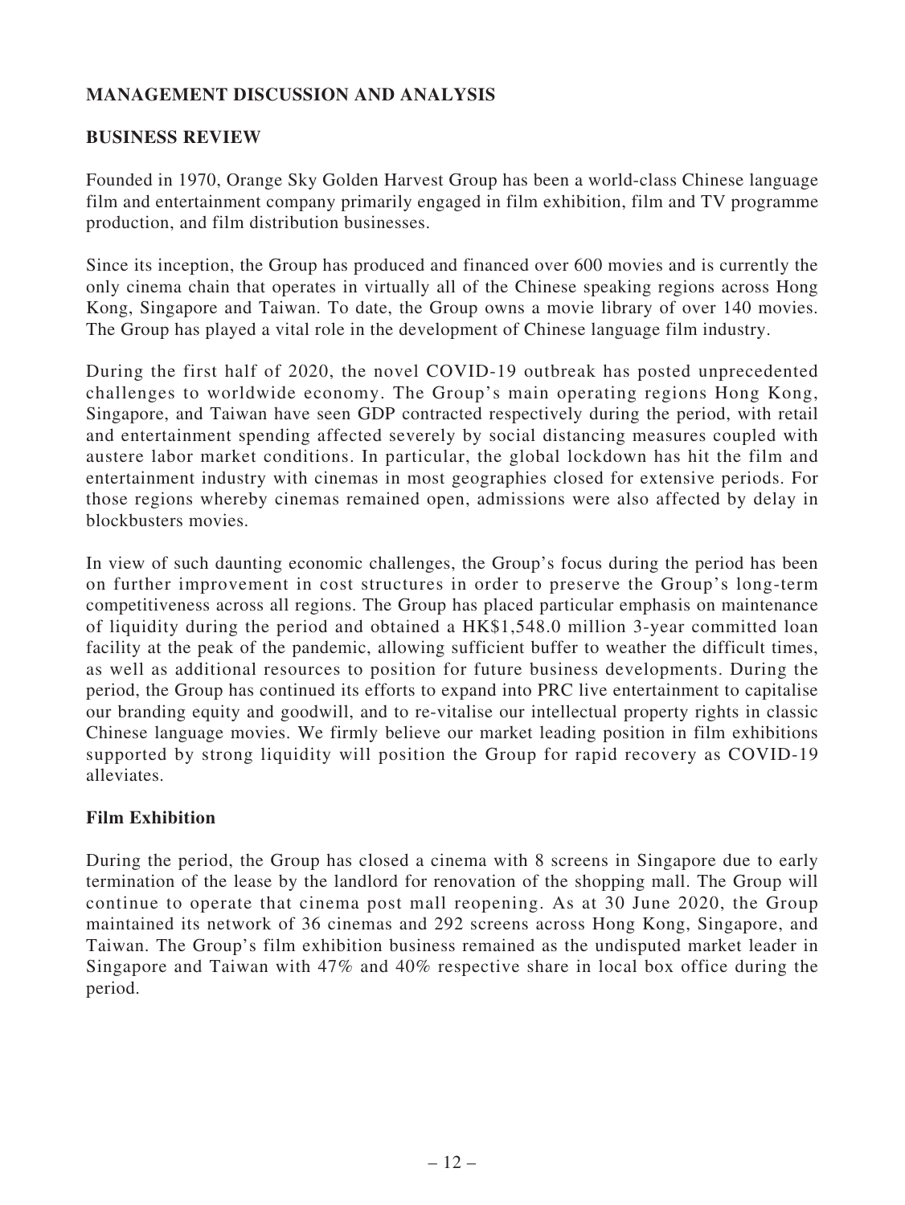## MANAGEMENT DISCUSSION AND ANALYSIS

### BUSINESS REVIEW

Founded in 1970, Orange Sky Golden Harvest Group has been a world-class Chinese language film and entertainment company primarily engaged in film exhibition, film and TV programme production, and film distribution businesses.

Since its inception, the Group has produced and financed over 600 movies and is currently the only cinema chain that operates in virtually all of the Chinese speaking regions across Hong Kong, Singapore and Taiwan. To date, the Group owns a movie library of over 140 movies. The Group has played a vital role in the development of Chinese language film industry.

During the first half of 2020, the novel COVID-19 outbreak has posted unprecedented challenges to worldwide economy. The Group's main operating regions Hong Kong, Singapore, and Taiwan have seen GDP contracted respectively during the period, with retail and entertainment spending affected severely by social distancing measures coupled with austere labor market conditions. In particular, the global lockdown has hit the film and entertainment industry with cinemas in most geographies closed for extensive periods. For those regions whereby cinemas remained open, admissions were also affected by delay in blockbusters movies.

In view of such daunting economic challenges, the Group's focus during the period has been on further improvement in cost structures in order to preserve the Group's long-term competitiveness across all regions. The Group has placed particular emphasis on maintenance of liquidity during the period and obtained a HK$1,548.0 million 3-year committed loan facility at the peak of the pandemic, allowing sufficient buffer to weather the difficult times, as well as additional resources to position for future business developments. During the period, the Group has continued its efforts to expand into PRC live entertainment to capitalise our branding equity and goodwill, and to re-vitalise our intellectual property rights in classic Chinese language movies. We firmly believe our market leading position in film exhibitions supported by strong liquidity will position the Group for rapid recovery as COVID-19 alleviates.

### Film Exhibition

During the period, the Group has closed a cinema with 8 screens in Singapore due to early termination of the lease by the landlord for renovation of the shopping mall. The Group will continue to operate that cinema post mall reopening. As at 30 June 2020, the Group maintained its network of 36 cinemas and 292 screens across Hong Kong, Singapore, and Taiwan. The Group's film exhibition business remained as the undisputed market leader in Singapore and Taiwan with 47% and 40% respective share in local box office during the period.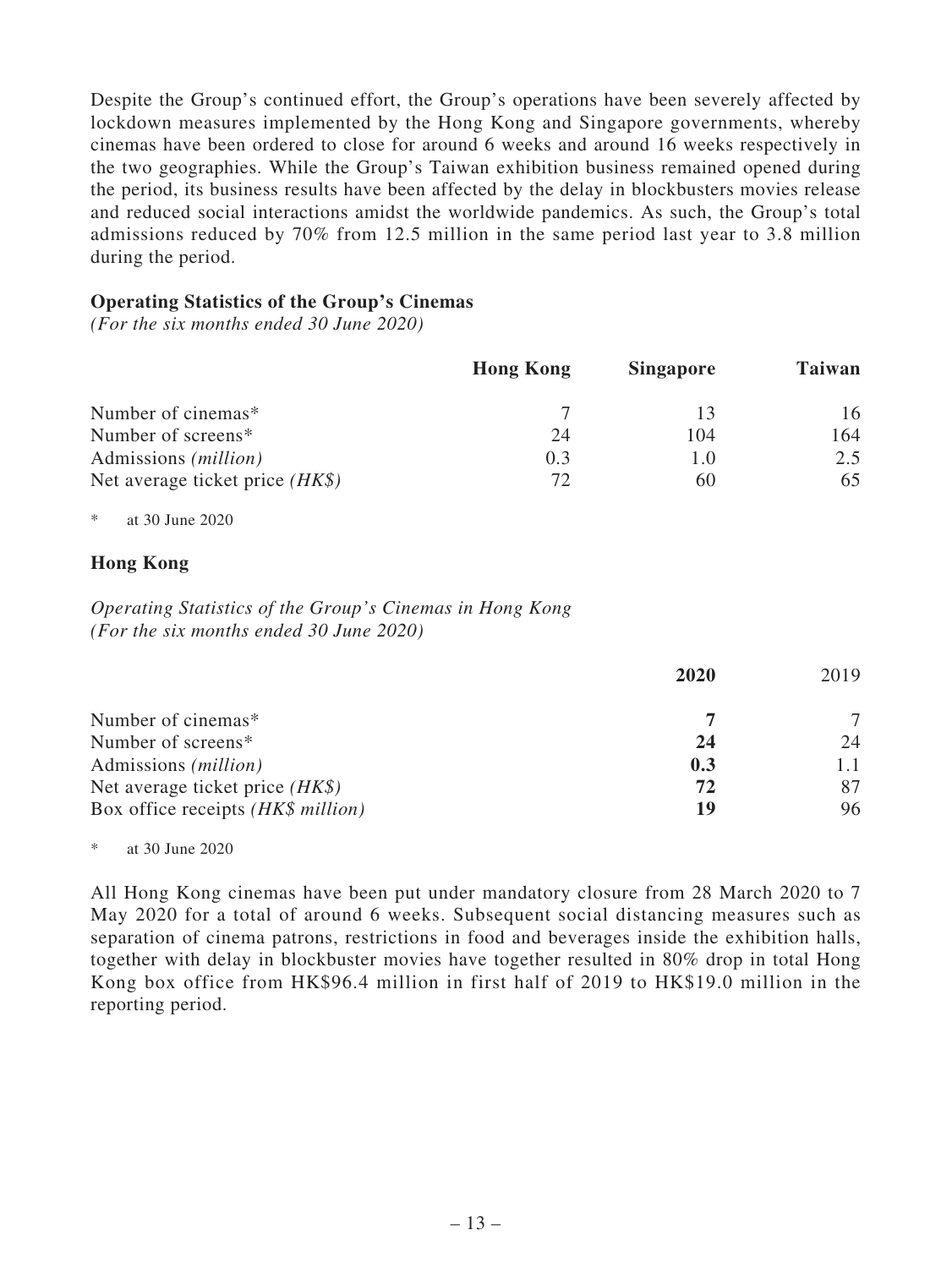Despite the Group's continued effort, the Group's operations have been severely affected by lockdown measures implemented by the Hong Kong and Singapore governments, whereby cinemas have been ordered to close for around 6 weeks and around 16 weeks respectively in the two geographies. While the Group's Taiwan exhibition business remained opened during the period, its business results have been affected by the delay in blockbusters movies release and reduced social interactions amidst the worldwide pandemics. As such, the Group's total admissions reduced by 70% from 12.5 million in the same period last year to 3.8 million during the period.

**Operating Statistics of the Group's Cinemas**
*(For the six months ended 30 June 2020)*

| | **Hong Kong** | **Singapore** | **Taiwan** |
|---|---|---|---|
| Number of cinemas* | 7 | 13 | 16 |
| Number of screens* | 24 | 104 | 164 |
| Admissions *(million)* | 0.3 | 1.0 | 2.5 |
| Net average ticket price *(HK$)* | 72 | 60 | 65 |

\* at 30 June 2020

**Hong Kong**

*Operating Statistics of the Group's Cinemas in Hong Kong*
*(For the six months ended 30 June 2020)*

| | **2020** | 2019 |
|---|---|---|
| Number of cinemas* | **7** | 7 |
| Number of screens* | **24** | 24 |
| Admissions *(million)* | **0.3** | 1.1 |
| Net average ticket price *(HK$)* | **72** | 87 |
| Box office receipts *(HK$ million)* | **19** | 96 |

\* at 30 June 2020

All Hong Kong cinemas have been put under mandatory closure from 28 March 2020 to 7 May 2020 for a total of around 6 weeks. Subsequent social distancing measures such as separation of cinema patrons, restrictions in food and beverages inside the exhibition halls, together with delay in blockbuster movies have together resulted in 80% drop in total Hong Kong box office from HK$96.4 million in first half of 2019 to HK$19.0 million in the reporting period.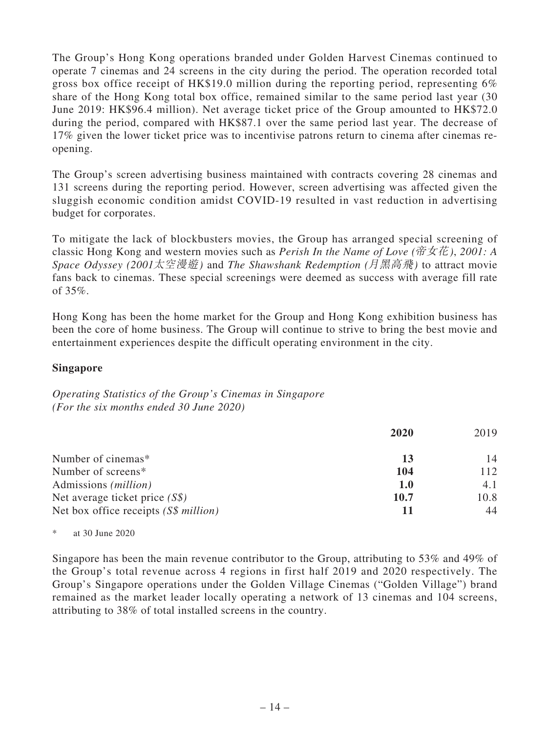The Group's Hong Kong operations branded under Golden Harvest Cinemas continued to operate 7 cinemas and 24 screens in the city during the period. The operation recorded total gross box office receipt of HK$19.0 million during the reporting period, representing 6% share of the Hong Kong total box office, remained similar to the same period last year (30 June 2019: HK$96.4 million). Net average ticket price of the Group amounted to HK$72.0 during the period, compared with HK$87.1 over the same period last year. The decrease of 17% given the lower ticket price was to incentivise patrons return to cinema after cinemas re-opening.

The Group's screen advertising business maintained with contracts covering 28 cinemas and 131 screens during the reporting period. However, screen advertising was affected given the sluggish economic condition amidst COVID-19 resulted in vast reduction in advertising budget for corporates.

To mitigate the lack of blockbusters movies, the Group has arranged special screening of classic Hong Kong and western movies such as *Perish In the Name of Love (帝女花)*, *2001: A Space Odyssey (2001太空漫遊)* and *The Shawshank Redemption (月黑高飛)* to attract movie fans back to cinemas. These special screenings were deemed as success with average fill rate of 35%.

Hong Kong has been the home market for the Group and Hong Kong exhibition business has been the core of home business. The Group will continue to strive to bring the best movie and entertainment experiences despite the difficult operating environment in the city.

**Singapore**

*Operating Statistics of the Group's Cinemas in Singapore*
*(For the six months ended 30 June 2020)*

| | **2020** | 2019 |
|---|---|---|
| Number of cinemas* | **13** | 14 |
| Number of screens* | **104** | 112 |
| Admissions *(million)* | **1.0** | 4.1 |
| Net average ticket price *(S$)* | **10.7** | 10.8 |
| Net box office receipts *(S$ million)* | **11** | 44 |

\* at 30 June 2020

Singapore has been the main revenue contributor to the Group, attributing to 53% and 49% of the Group's total revenue across 4 regions in first half 2019 and 2020 respectively. The Group's Singapore operations under the Golden Village Cinemas ("Golden Village") brand remained as the market leader locally operating a network of 13 cinemas and 104 screens, attributing to 38% of total installed screens in the country.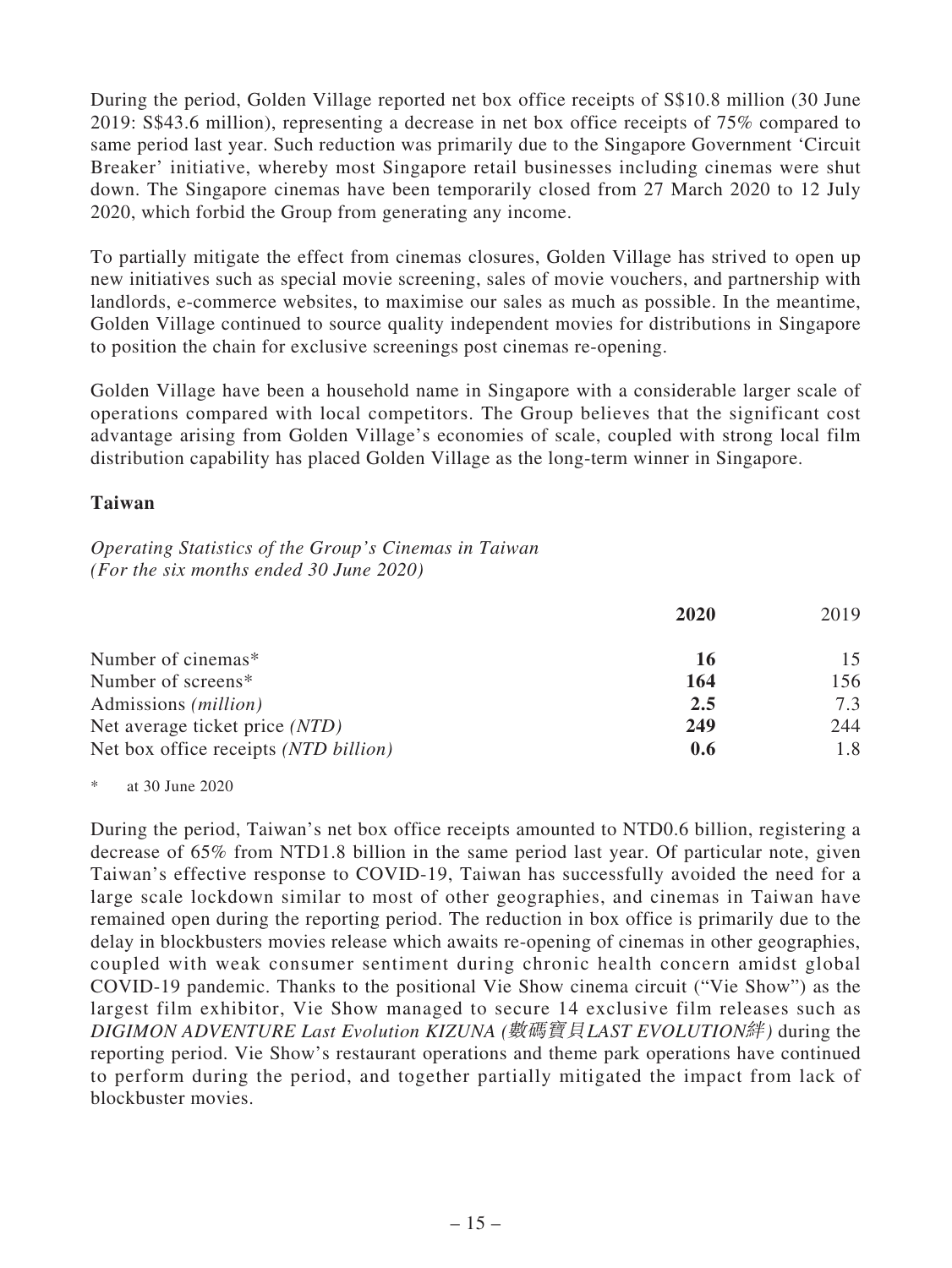During the period, Golden Village reported net box office receipts of S$10.8 million (30 June 2019: S$43.6 million), representing a decrease in net box office receipts of 75% compared to same period last year. Such reduction was primarily due to the Singapore Government 'Circuit Breaker' initiative, whereby most Singapore retail businesses including cinemas were shut down. The Singapore cinemas have been temporarily closed from 27 March 2020 to 12 July 2020, which forbid the Group from generating any income.

To partially mitigate the effect from cinemas closures, Golden Village has strived to open up new initiatives such as special movie screening, sales of movie vouchers, and partnership with landlords, e-commerce websites, to maximise our sales as much as possible. In the meantime, Golden Village continued to source quality independent movies for distributions in Singapore to position the chain for exclusive screenings post cinemas re-opening.

Golden Village have been a household name in Singapore with a considerable larger scale of operations compared with local competitors. The Group believes that the significant cost advantage arising from Golden Village's economies of scale, coupled with strong local film distribution capability has placed Golden Village as the long-term winner in Singapore.

### Taiwan

*Operating Statistics of the Group's Cinemas in Taiwan*
*(For the six months ended 30 June 2020)*

| | **2020** | 2019 |
|---|---|---|
| Number of cinemas* | **16** | 15 |
| Number of screens* | **164** | 156 |
| Admissions *(million)* | **2.5** | 7.3 |
| Net average ticket price *(NTD)* | **249** | 244 |
| Net box office receipts *(NTD billion)* | **0.6** | 1.8 |

\* at 30 June 2020

During the period, Taiwan's net box office receipts amounted to NTD0.6 billion, registering a decrease of 65% from NTD1.8 billion in the same period last year. Of particular note, given Taiwan's effective response to COVID-19, Taiwan has successfully avoided the need for a large scale lockdown similar to most of other geographies, and cinemas in Taiwan have remained open during the reporting period. The reduction in box office is primarily due to the delay in blockbusters movies release which awaits re-opening of cinemas in other geographies, coupled with weak consumer sentiment during chronic health concern amidst global COVID-19 pandemic. Thanks to the positional Vie Show cinema circuit ("Vie Show") as the largest film exhibitor, Vie Show managed to secure 14 exclusive film releases such as *DIGIMON ADVENTURE Last Evolution KIZUNA (數碼寶貝LAST EVOLUTION絆)* during the reporting period. Vie Show's restaurant operations and theme park operations have continued to perform during the period, and together partially mitigated the impact from lack of blockbuster movies.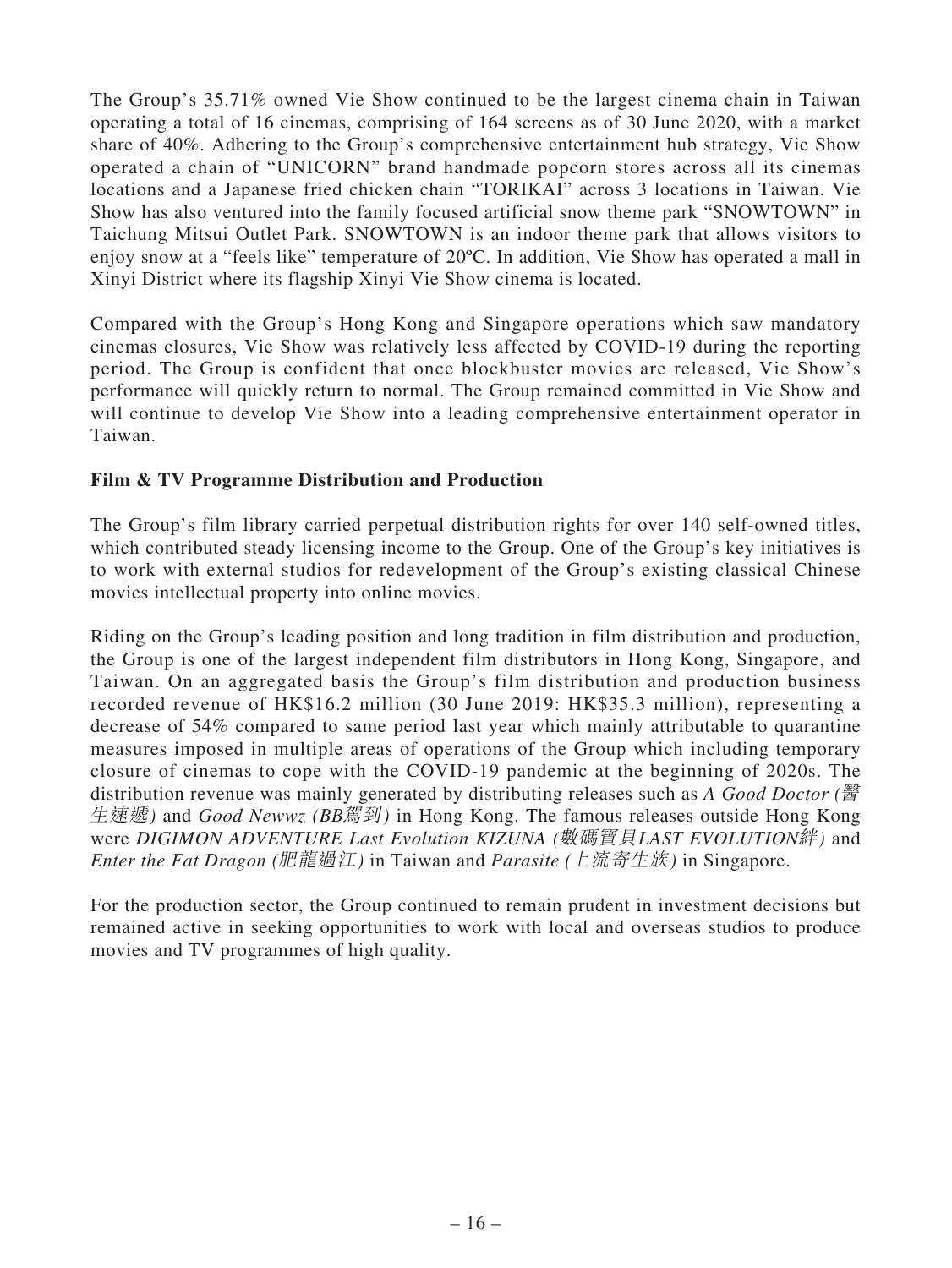The Group's 35.71% owned Vie Show continued to be the largest cinema chain in Taiwan operating a total of 16 cinemas, comprising of 164 screens as of 30 June 2020, with a market share of 40%. Adhering to the Group's comprehensive entertainment hub strategy, Vie Show operated a chain of "UNICORN" brand handmade popcorn stores across all its cinemas locations and a Japanese fried chicken chain "TORIKAI" across 3 locations in Taiwan. Vie Show has also ventured into the family focused artificial snow theme park "SNOWTOWN" in Taichung Mitsui Outlet Park. SNOWTOWN is an indoor theme park that allows visitors to enjoy snow at a "feels like" temperature of 20ºC. In addition, Vie Show has operated a mall in Xinyi District where its flagship Xinyi Vie Show cinema is located.

Compared with the Group's Hong Kong and Singapore operations which saw mandatory cinemas closures, Vie Show was relatively less affected by COVID-19 during the reporting period. The Group is confident that once blockbuster movies are released, Vie Show's performance will quickly return to normal. The Group remained committed in Vie Show and will continue to develop Vie Show into a leading comprehensive entertainment operator in Taiwan.

**Film & TV Programme Distribution and Production**

The Group's film library carried perpetual distribution rights for over 140 self-owned titles, which contributed steady licensing income to the Group. One of the Group's key initiatives is to work with external studios for redevelopment of the Group's existing classical Chinese movies intellectual property into online movies.

Riding on the Group's leading position and long tradition in film distribution and production, the Group is one of the largest independent film distributors in Hong Kong, Singapore, and Taiwan. On an aggregated basis the Group's film distribution and production business recorded revenue of HK$16.2 million (30 June 2019: HK$35.3 million), representing a decrease of 54% compared to same period last year which mainly attributable to quarantine measures imposed in multiple areas of operations of the Group which including temporary closure of cinemas to cope with the COVID-19 pandemic at the beginning of 2020s. The distribution revenue was mainly generated by distributing releases such as *A Good Doctor (醫生速遞)* and *Good Newwz (BB駕到)* in Hong Kong. The famous releases outside Hong Kong were *DIGIMON ADVENTURE Last Evolution KIZUNA (數碼寶貝LAST EVOLUTION絆)* and *Enter the Fat Dragon (肥龍過江)* in Taiwan and *Parasite (上流寄生族)* in Singapore.

For the production sector, the Group continued to remain prudent in investment decisions but remained active in seeking opportunities to work with local and overseas studios to produce movies and TV programmes of high quality.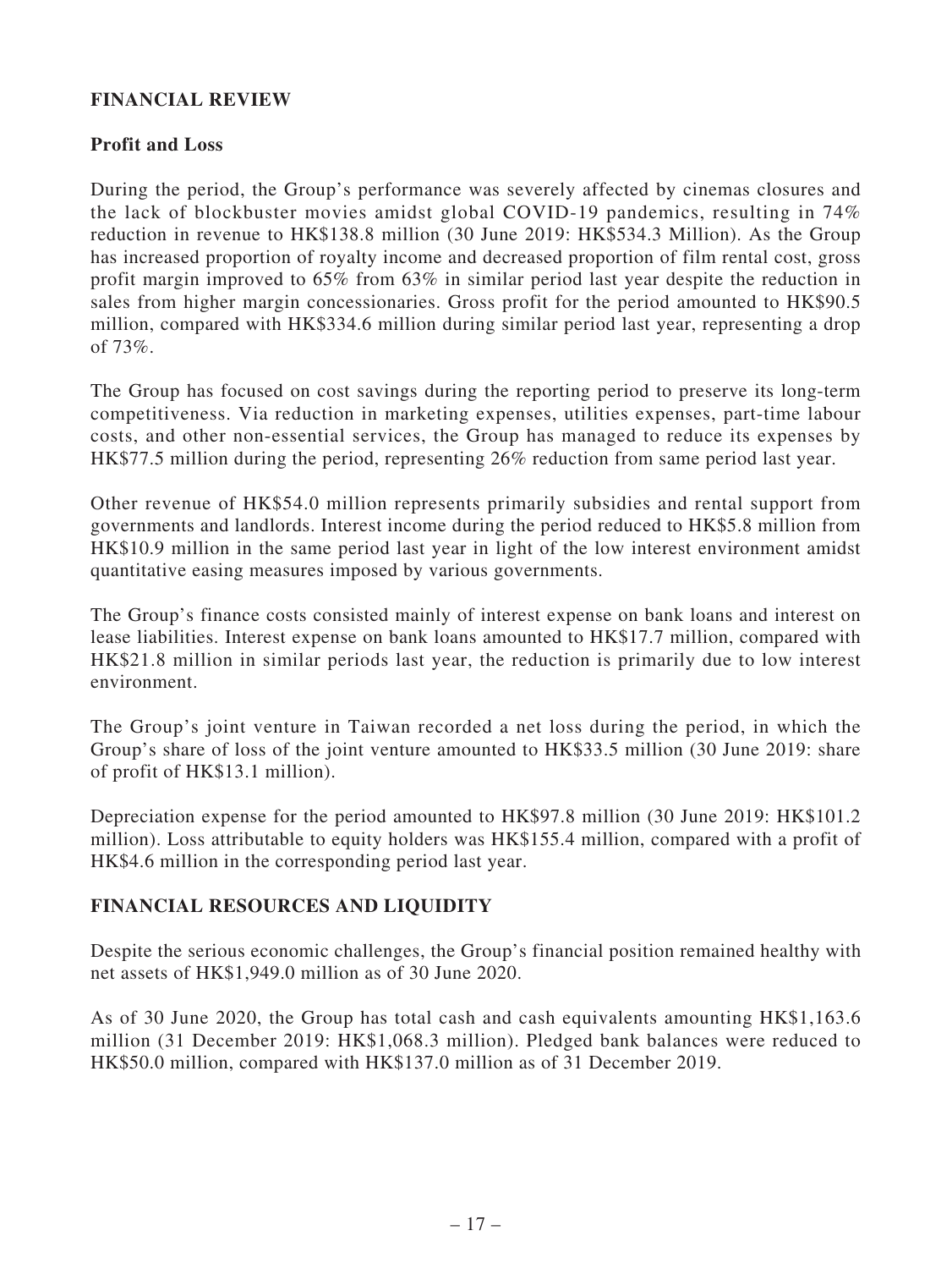## FINANCIAL REVIEW

### Profit and Loss

During the period, the Group's performance was severely affected by cinemas closures and the lack of blockbuster movies amidst global COVID-19 pandemics, resulting in 74% reduction in revenue to HK$138.8 million (30 June 2019: HK$534.3 Million). As the Group has increased proportion of royalty income and decreased proportion of film rental cost, gross profit margin improved to 65% from 63% in similar period last year despite the reduction in sales from higher margin concessionaries. Gross profit for the period amounted to HK$90.5 million, compared with HK$334.6 million during similar period last year, representing a drop of 73%.

The Group has focused on cost savings during the reporting period to preserve its long-term competitiveness. Via reduction in marketing expenses, utilities expenses, part-time labour costs, and other non-essential services, the Group has managed to reduce its expenses by HK$77.5 million during the period, representing 26% reduction from same period last year.

Other revenue of HK$54.0 million represents primarily subsidies and rental support from governments and landlords. Interest income during the period reduced to HK$5.8 million from HK$10.9 million in the same period last year in light of the low interest environment amidst quantitative easing measures imposed by various governments.

The Group's finance costs consisted mainly of interest expense on bank loans and interest on lease liabilities. Interest expense on bank loans amounted to HK$17.7 million, compared with HK$21.8 million in similar periods last year, the reduction is primarily due to low interest environment.

The Group's joint venture in Taiwan recorded a net loss during the period, in which the Group's share of loss of the joint venture amounted to HK$33.5 million (30 June 2019: share of profit of HK$13.1 million).

Depreciation expense for the period amounted to HK$97.8 million (30 June 2019: HK$101.2 million). Loss attributable to equity holders was HK$155.4 million, compared with a profit of HK$4.6 million in the corresponding period last year.

## FINANCIAL RESOURCES AND LIQUIDITY

Despite the serious economic challenges, the Group's financial position remained healthy with net assets of HK$1,949.0 million as of 30 June 2020.

As of 30 June 2020, the Group has total cash and cash equivalents amounting HK$1,163.6 million (31 December 2019: HK$1,068.3 million). Pledged bank balances were reduced to HK$50.0 million, compared with HK$137.0 million as of 31 December 2019.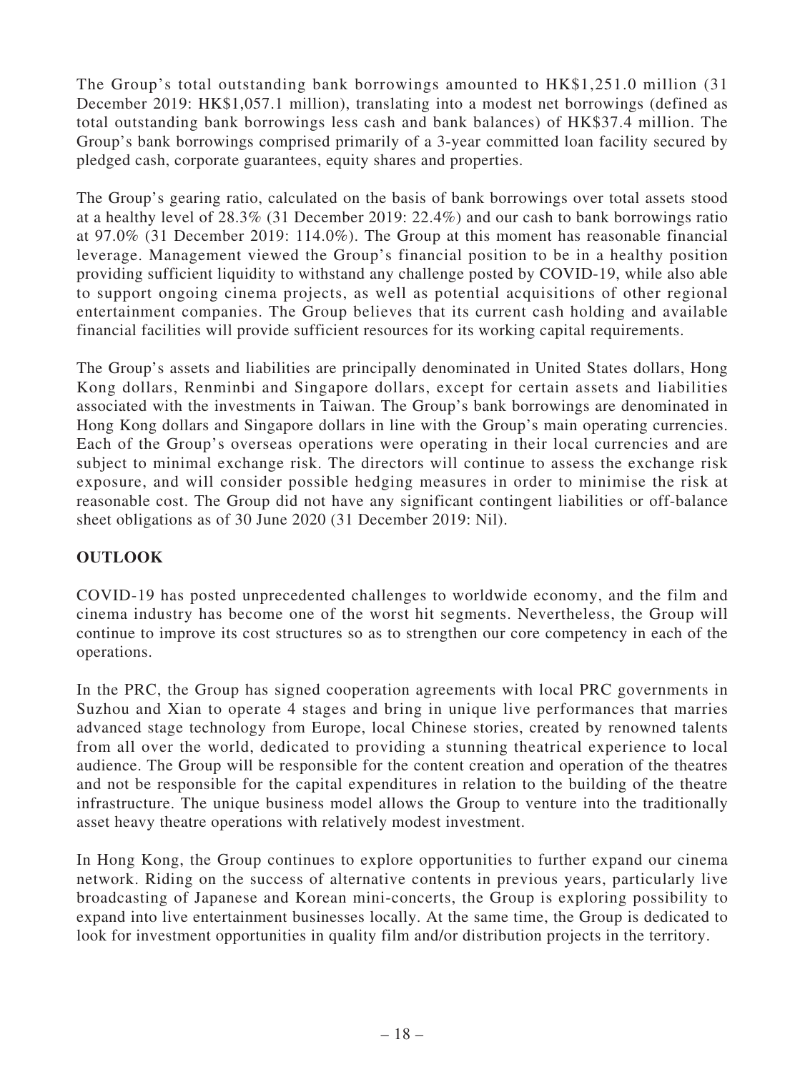The Group's total outstanding bank borrowings amounted to HK$1,251.0 million (31 December 2019: HK$1,057.1 million), translating into a modest net borrowings (defined as total outstanding bank borrowings less cash and bank balances) of HK$37.4 million. The Group's bank borrowings comprised primarily of a 3-year committed loan facility secured by pledged cash, corporate guarantees, equity shares and properties.

The Group's gearing ratio, calculated on the basis of bank borrowings over total assets stood at a healthy level of 28.3% (31 December 2019: 22.4%) and our cash to bank borrowings ratio at 97.0% (31 December 2019: 114.0%). The Group at this moment has reasonable financial leverage. Management viewed the Group's financial position to be in a healthy position providing sufficient liquidity to withstand any challenge posted by COVID-19, while also able to support ongoing cinema projects, as well as potential acquisitions of other regional entertainment companies. The Group believes that its current cash holding and available financial facilities will provide sufficient resources for its working capital requirements.

The Group's assets and liabilities are principally denominated in United States dollars, Hong Kong dollars, Renminbi and Singapore dollars, except for certain assets and liabilities associated with the investments in Taiwan. The Group's bank borrowings are denominated in Hong Kong dollars and Singapore dollars in line with the Group's main operating currencies. Each of the Group's overseas operations were operating in their local currencies and are subject to minimal exchange risk. The directors will continue to assess the exchange risk exposure, and will consider possible hedging measures in order to minimise the risk at reasonable cost. The Group did not have any significant contingent liabilities or off-balance sheet obligations as of 30 June 2020 (31 December 2019: Nil).

## OUTLOOK

COVID-19 has posted unprecedented challenges to worldwide economy, and the film and cinema industry has become one of the worst hit segments. Nevertheless, the Group will continue to improve its cost structures so as to strengthen our core competency in each of the operations.

In the PRC, the Group has signed cooperation agreements with local PRC governments in Suzhou and Xian to operate 4 stages and bring in unique live performances that marries advanced stage technology from Europe, local Chinese stories, created by renowned talents from all over the world, dedicated to providing a stunning theatrical experience to local audience. The Group will be responsible for the content creation and operation of the theatres and not be responsible for the capital expenditures in relation to the building of the theatre infrastructure. The unique business model allows the Group to venture into the traditionally asset heavy theatre operations with relatively modest investment.

In Hong Kong, the Group continues to explore opportunities to further expand our cinema network. Riding on the success of alternative contents in previous years, particularly live broadcasting of Japanese and Korean mini-concerts, the Group is exploring possibility to expand into live entertainment businesses locally. At the same time, the Group is dedicated to look for investment opportunities in quality film and/or distribution projects in the territory.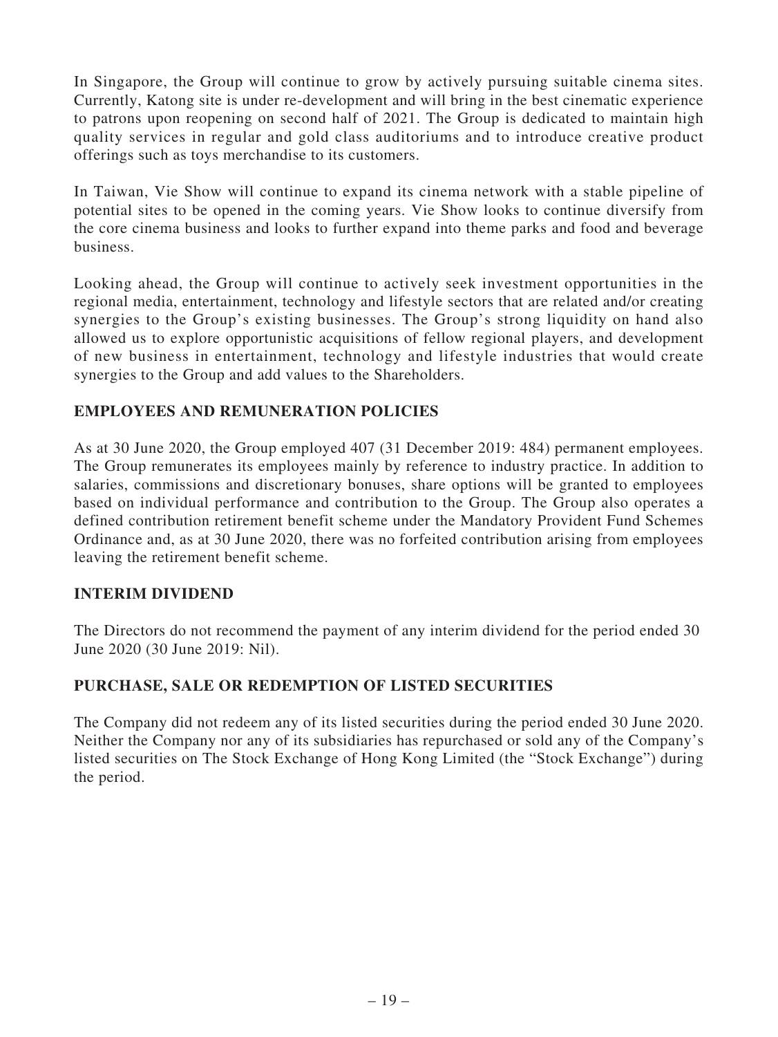In Singapore, the Group will continue to grow by actively pursuing suitable cinema sites. Currently, Katong site is under re-development and will bring in the best cinematic experience to patrons upon reopening on second half of 2021. The Group is dedicated to maintain high quality services in regular and gold class auditoriums and to introduce creative product offerings such as toys merchandise to its customers.

In Taiwan, Vie Show will continue to expand its cinema network with a stable pipeline of potential sites to be opened in the coming years. Vie Show looks to continue diversify from the core cinema business and looks to further expand into theme parks and food and beverage business.

Looking ahead, the Group will continue to actively seek investment opportunities in the regional media, entertainment, technology and lifestyle sectors that are related and/or creating synergies to the Group's existing businesses. The Group's strong liquidity on hand also allowed us to explore opportunistic acquisitions of fellow regional players, and development of new business in entertainment, technology and lifestyle industries that would create synergies to the Group and add values to the Shareholders.

## EMPLOYEES AND REMUNERATION POLICIES

As at 30 June 2020, the Group employed 407 (31 December 2019: 484) permanent employees. The Group remunerates its employees mainly by reference to industry practice. In addition to salaries, commissions and discretionary bonuses, share options will be granted to employees based on individual performance and contribution to the Group. The Group also operates a defined contribution retirement benefit scheme under the Mandatory Provident Fund Schemes Ordinance and, as at 30 June 2020, there was no forfeited contribution arising from employees leaving the retirement benefit scheme.

## INTERIM DIVIDEND

The Directors do not recommend the payment of any interim dividend for the period ended 30 June 2020 (30 June 2019: Nil).

## PURCHASE, SALE OR REDEMPTION OF LISTED SECURITIES

The Company did not redeem any of its listed securities during the period ended 30 June 2020. Neither the Company nor any of its subsidiaries has repurchased or sold any of the Company's listed securities on The Stock Exchange of Hong Kong Limited (the "Stock Exchange") during the period.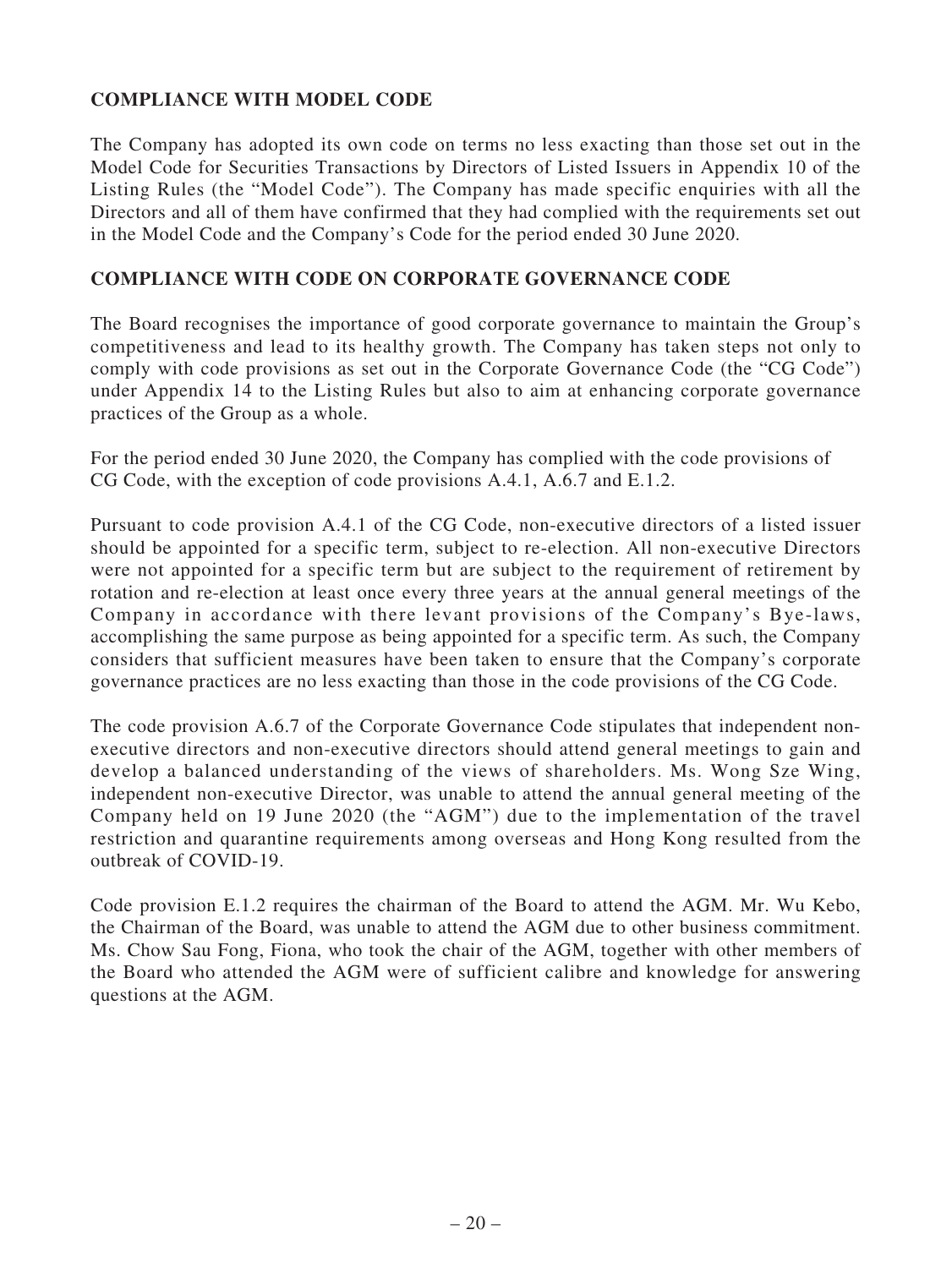## COMPLIANCE WITH MODEL CODE

The Company has adopted its own code on terms no less exacting than those set out in the Model Code for Securities Transactions by Directors of Listed Issuers in Appendix 10 of the Listing Rules (the "Model Code"). The Company has made specific enquiries with all the Directors and all of them have confirmed that they had complied with the requirements set out in the Model Code and the Company's Code for the period ended 30 June 2020.

## COMPLIANCE WITH CODE ON CORPORATE GOVERNANCE CODE

The Board recognises the importance of good corporate governance to maintain the Group's competitiveness and lead to its healthy growth. The Company has taken steps not only to comply with code provisions as set out in the Corporate Governance Code (the "CG Code") under Appendix 14 to the Listing Rules but also to aim at enhancing corporate governance practices of the Group as a whole.

For the period ended 30 June 2020, the Company has complied with the code provisions of CG Code, with the exception of code provisions A.4.1, A.6.7 and E.1.2.

Pursuant to code provision A.4.1 of the CG Code, non-executive directors of a listed issuer should be appointed for a specific term, subject to re-election. All non-executive Directors were not appointed for a specific term but are subject to the requirement of retirement by rotation and re-election at least once every three years at the annual general meetings of the Company in accordance with there levant provisions of the Company's Bye-laws, accomplishing the same purpose as being appointed for a specific term. As such, the Company considers that sufficient measures have been taken to ensure that the Company's corporate governance practices are no less exacting than those in the code provisions of the CG Code.

The code provision A.6.7 of the Corporate Governance Code stipulates that independent non-executive directors and non-executive directors should attend general meetings to gain and develop a balanced understanding of the views of shareholders. Ms. Wong Sze Wing, independent non-executive Director, was unable to attend the annual general meeting of the Company held on 19 June 2020 (the "AGM") due to the implementation of the travel restriction and quarantine requirements among overseas and Hong Kong resulted from the outbreak of COVID-19.

Code provision E.1.2 requires the chairman of the Board to attend the AGM. Mr. Wu Kebo, the Chairman of the Board, was unable to attend the AGM due to other business commitment. Ms. Chow Sau Fong, Fiona, who took the chair of the AGM, together with other members of the Board who attended the AGM were of sufficient calibre and knowledge for answering questions at the AGM.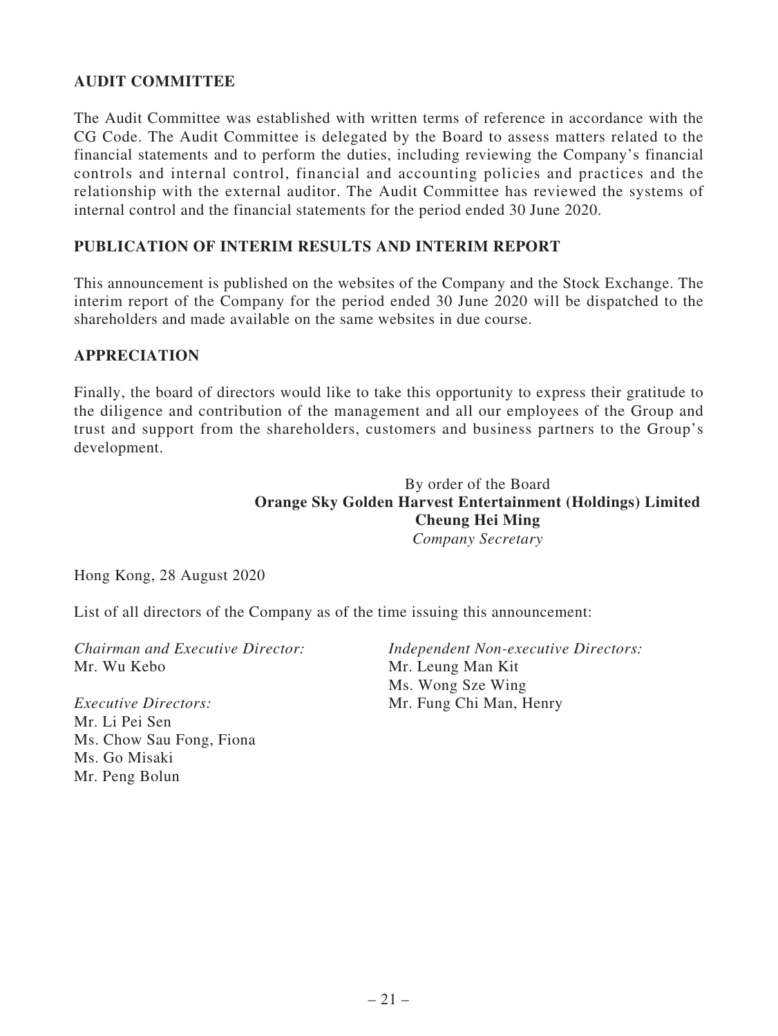## AUDIT COMMITTEE

The Audit Committee was established with written terms of reference in accordance with the CG Code. The Audit Committee is delegated by the Board to assess matters related to the financial statements and to perform the duties, including reviewing the Company's financial controls and internal control, financial and accounting policies and practices and the relationship with the external auditor. The Audit Committee has reviewed the systems of internal control and the financial statements for the period ended 30 June 2020.

## PUBLICATION OF INTERIM RESULTS AND INTERIM REPORT

This announcement is published on the websites of the Company and the Stock Exchange. The interim report of the Company for the period ended 30 June 2020 will be dispatched to the shareholders and made available on the same websites in due course.

## APPRECIATION

Finally, the board of directors would like to take this opportunity to express their gratitude to the diligence and contribution of the management and all our employees of the Group and trust and support from the shareholders, customers and business partners to the Group's development.

By order of the Board
**Orange Sky Golden Harvest Entertainment (Holdings) Limited**
**Cheung Hei Ming**
*Company Secretary*

Hong Kong, 28 August 2020

List of all directors of the Company as of the time issuing this announcement:

*Chairman and Executive Director:*
Mr. Wu Kebo

*Executive Directors:*
Mr. Li Pei Sen
Ms. Chow Sau Fong, Fiona
Ms. Go Misaki
Mr. Peng Bolun

*Independent Non-executive Directors:*
Mr. Leung Man Kit
Ms. Wong Sze Wing
Mr. Fung Chi Man, Henry